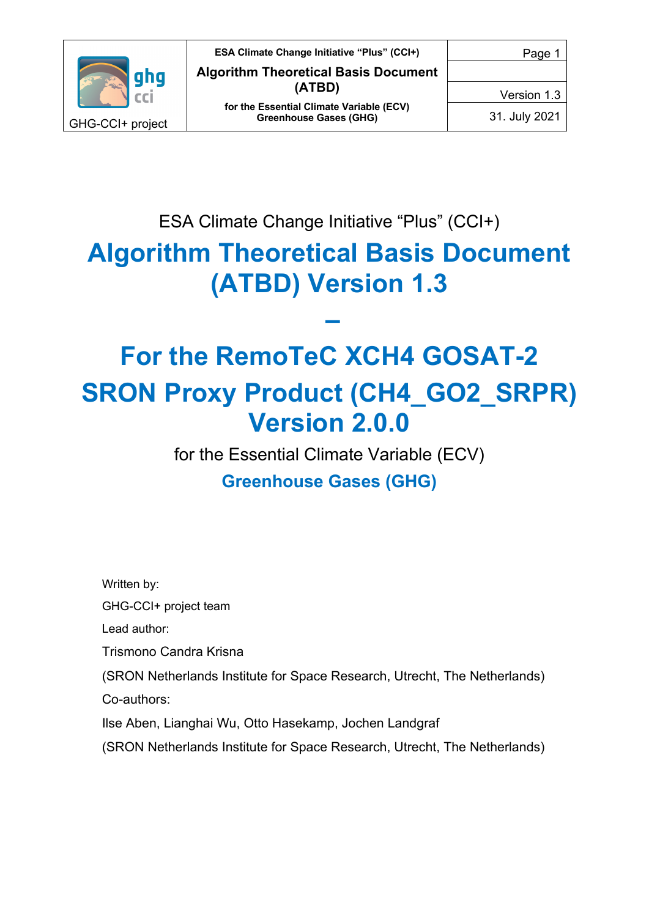ESA Climate Change Initiative "Plus" (CCI+)

# Algorithm Theoretical Basis Document (ATBD) Version 1.3

# –

# For the RemoTeC XCH4 GOSAT-2 SRON Proxy Product (CH4_GO2_SRPR) Version 2.0.0

for the Essential Climate Variable (ECV)

**Greenhouse Gases (GHG)**

Written by:

GHG-CCI+ project team

Lead author:

Trismono Candra Krisna

(SRON Netherlands Institute for Space Research, Utrecht, The Netherlands)

Co-authors:

Ilse Aben, Lianghai Wu, Otto Hasekamp, Jochen Landgraf

(SRON Netherlands Institute for Space Research, Utrecht, The Netherlands)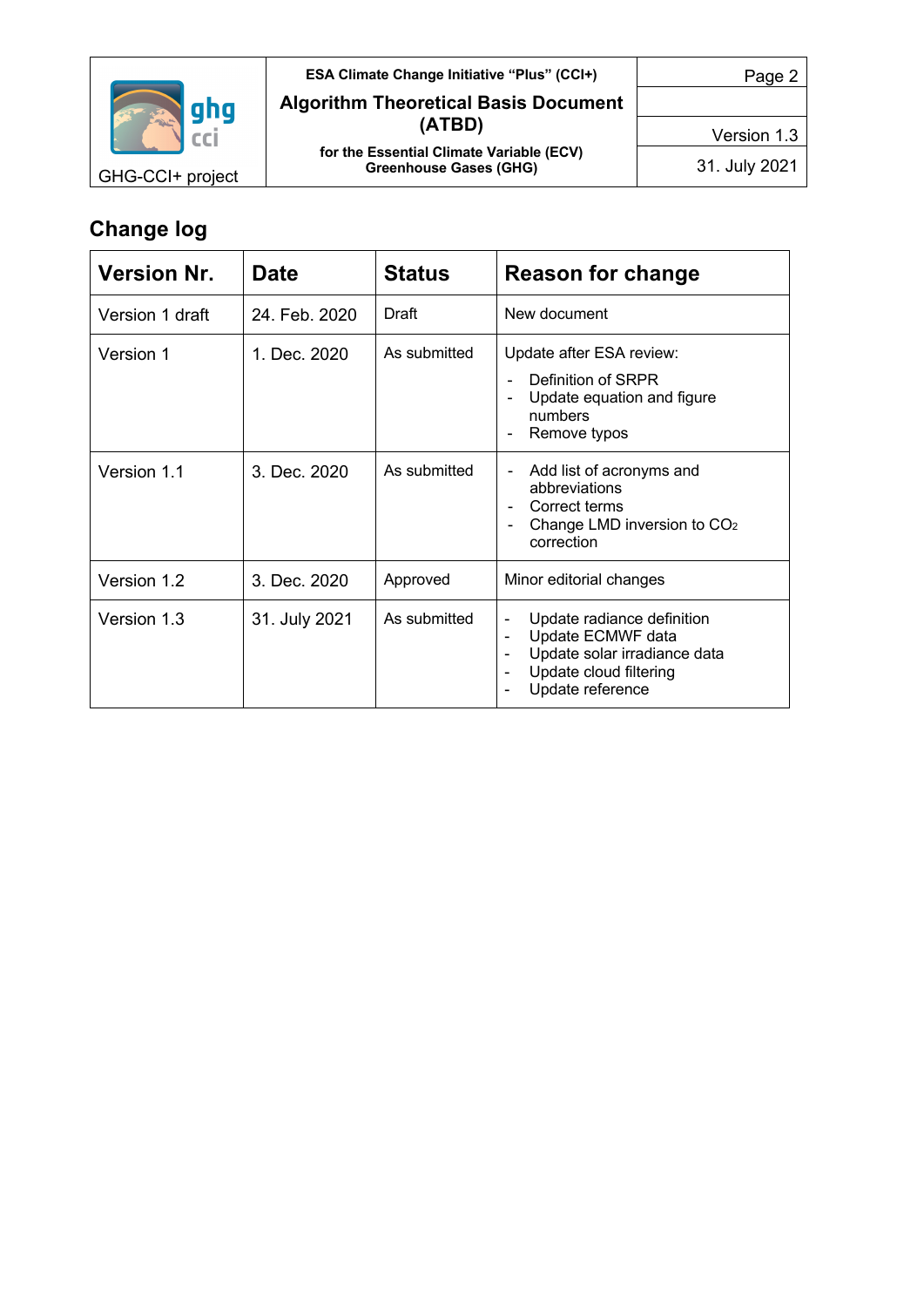## Change log

| Version Nr. | Date | Status | Reason for change |
|---|---|---|---|
| Version 1 draft | 24. Feb. 2020 | Draft | New document |
| Version 1 | 1. Dec. 2020 | As submitted | Update after ESA review:<br>- Definition of SRPR<br>- Update equation and figure numbers<br>- Remove typos |
| Version 1.1 | 3. Dec. 2020 | As submitted | - Add list of acronyms and abbreviations<br>- Correct terms<br>- Change LMD inversion to $CO_2$ correction |
| Version 1.2 | 3. Dec. 2020 | Approved | Minor editorial changes |
| Version 1.3 | 31. July 2021 | As submitted | - Update radiance definition<br>- Update ECMWF data<br>- Update solar irradiance data<br>- Update cloud filtering<br>- Update reference |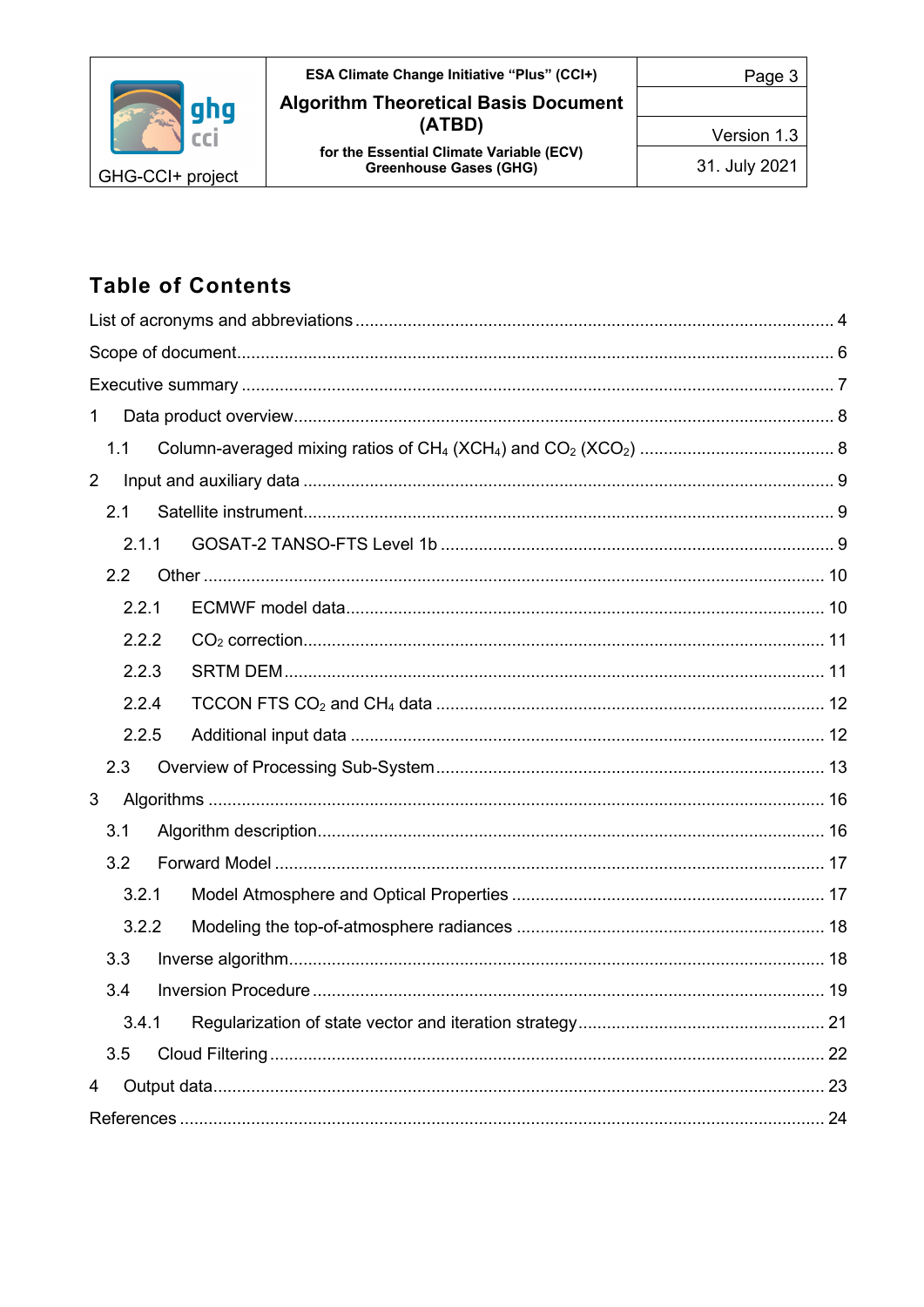## Table of Contents

List of acronyms and abbreviations .......... 4

Scope of document .......... 6

Executive summary .......... 7

1 Data product overview .......... 8

 1.1 Column-averaged mixing ratios of $CH_4$ ($XCH_4$) and $CO_2$ ($XCO_2$) .......... 8

2 Input and auxiliary data .......... 9

 2.1 Satellite instrument .......... 9

  2.1.1 GOSAT-2 TANSO-FTS Level 1b .......... 9

 2.2 Other .......... 10

  2.2.1 ECMWF model data .......... 10

  2.2.2 $CO_2$ correction .......... 11

  2.2.3 SRTM DEM .......... 11

  2.2.4 TCCON FTS $CO_2$ and $CH_4$ data .......... 12

  2.2.5 Additional input data .......... 12

 2.3 Overview of Processing Sub-System .......... 13

3 Algorithms .......... 16

 3.1 Algorithm description .......... 16

 3.2 Forward Model .......... 17

  3.2.1 Model Atmosphere and Optical Properties .......... 17

  3.2.2 Modeling the top-of-atmosphere radiances .......... 18

 3.3 Inverse algorithm .......... 18

 3.4 Inversion Procedure .......... 19

  3.4.1 Regularization of state vector and iteration strategy .......... 21

 3.5 Cloud Filtering .......... 22

4 Output data .......... 23

References .......... 24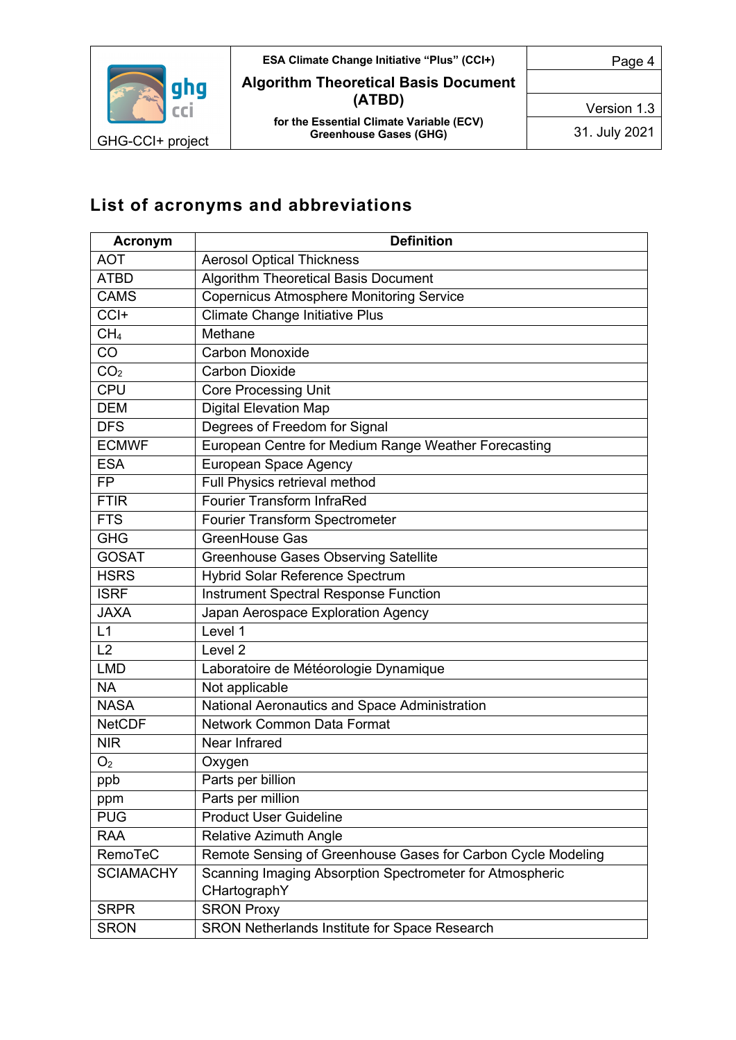## List of acronyms and abbreviations

| Acronym | Definition |
|---|---|
| AOT | Aerosol Optical Thickness |
| ATBD | Algorithm Theoretical Basis Document |
| CAMS | Copernicus Atmosphere Monitoring Service |
| CCI+ | Climate Change Initiative Plus |
| $CH_4$ | Methane |
| CO | Carbon Monoxide |
| $CO_2$ | Carbon Dioxide |
| CPU | Core Processing Unit |
| DEM | Digital Elevation Map |
| DFS | Degrees of Freedom for Signal |
| ECMWF | European Centre for Medium Range Weather Forecasting |
| ESA | European Space Agency |
| FP | Full Physics retrieval method |
| FTIR | Fourier Transform InfraRed |
| FTS | Fourier Transform Spectrometer |
| GHG | GreenHouse Gas |
| GOSAT | Greenhouse Gases Observing Satellite |
| HSRS | Hybrid Solar Reference Spectrum |
| ISRF | Instrument Spectral Response Function |
| JAXA | Japan Aerospace Exploration Agency |
| L1 | Level 1 |
| L2 | Level 2 |
| LMD | Laboratoire de Météorologie Dynamique |
| NA | Not applicable |
| NASA | National Aeronautics and Space Administration |
| NetCDF | Network Common Data Format |
| NIR | Near Infrared |
| $O_2$ | Oxygen |
| ppb | Parts per billion |
| ppm | Parts per million |
| PUG | Product User Guideline |
| RAA | Relative Azimuth Angle |
| RemoTeC | Remote Sensing of Greenhouse Gases for Carbon Cycle Modeling |
| SCIAMACHY | Scanning Imaging Absorption Spectrometer for Atmospheric CHartographY |
| SRPR | SRON Proxy |
| SRON | SRON Netherlands Institute for Space Research |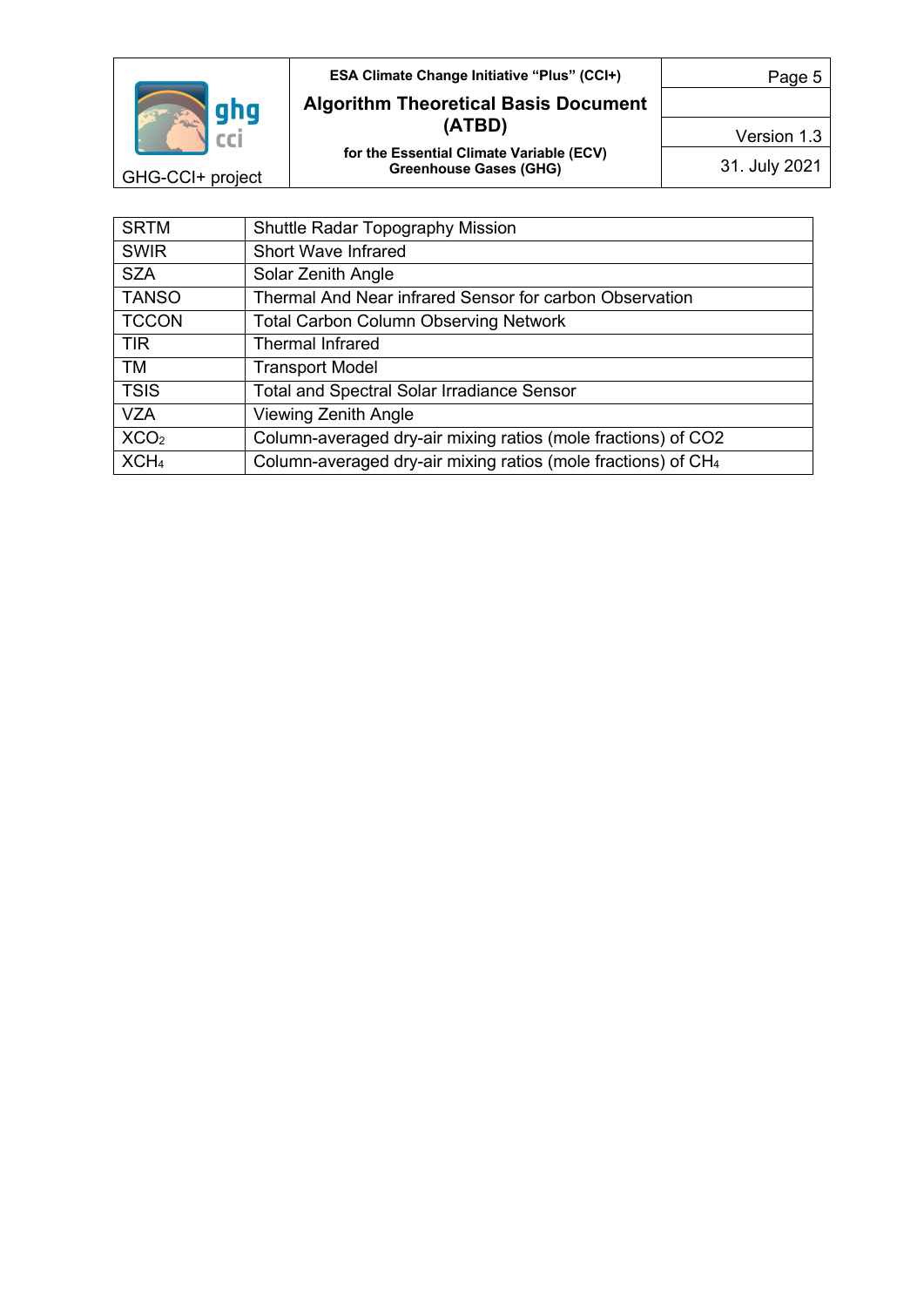| | |
|---|---|
| SRTM | Shuttle Radar Topography Mission |
| SWIR | Short Wave Infrared |
| SZA | Solar Zenith Angle |
| TANSO | Thermal And Near infrared Sensor for carbon Observation |
| TCCON | Total Carbon Column Observing Network |
| TIR | Thermal Infrared |
| TM | Transport Model |
| TSIS | Total and Spectral Solar Irradiance Sensor |
| VZA | Viewing Zenith Angle |
| $XCO_2$ | Column-averaged dry-air mixing ratios (mole fractions) of CO2 |
| $XCH_4$ | Column-averaged dry-air mixing ratios (mole fractions) of $CH_4$ |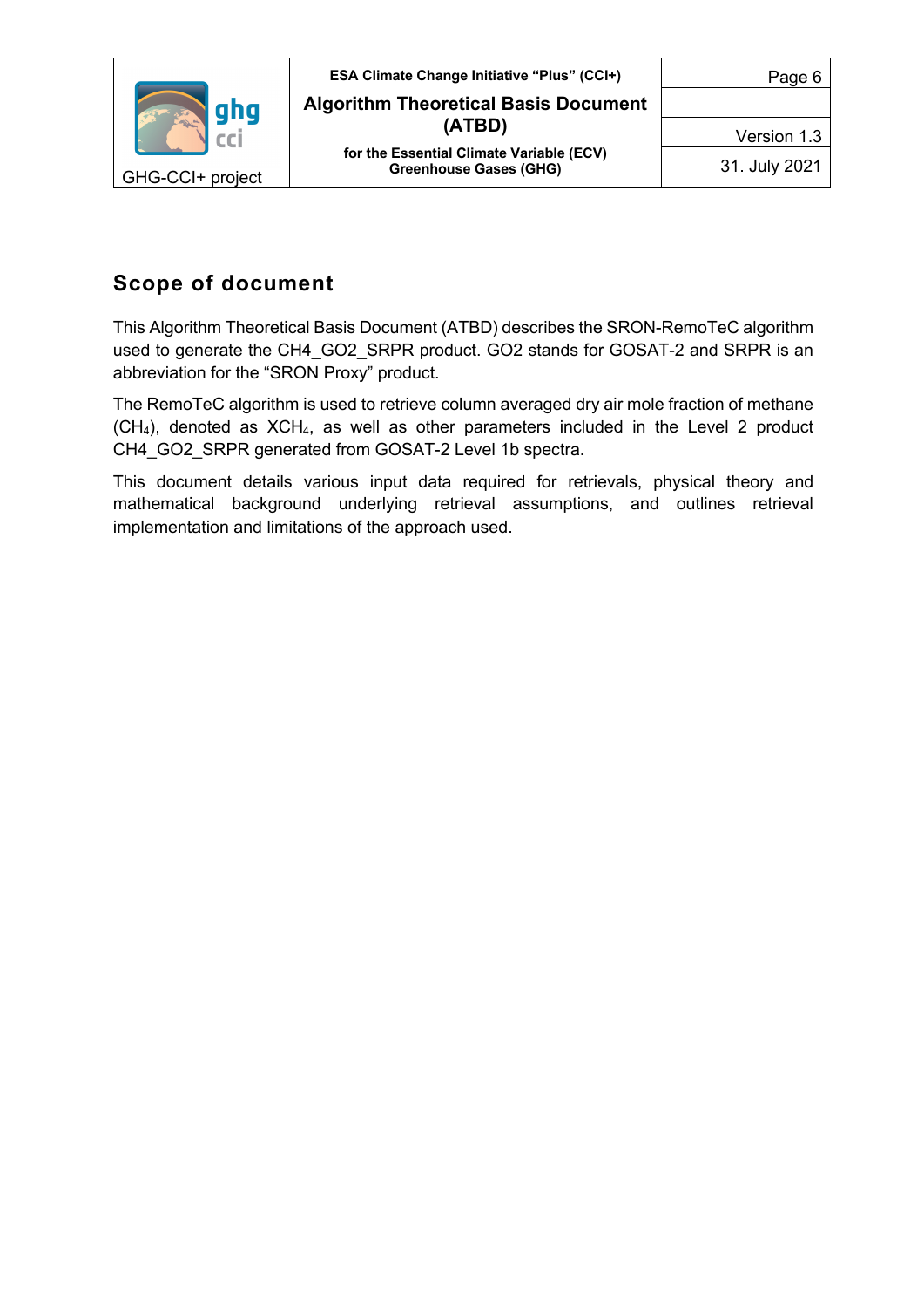# Scope of document

This Algorithm Theoretical Basis Document (ATBD) describes the SRON-RemoTeC algorithm used to generate the CH4_GO2_SRPR product. GO2 stands for GOSAT-2 and SRPR is an abbreviation for the "SRON Proxy" product.

The RemoTeC algorithm is used to retrieve column averaged dry air mole fraction of methane ($CH_4$), denoted as $XCH_4$, as well as other parameters included in the Level 2 product CH4_GO2_SRPR generated from GOSAT-2 Level 1b spectra.

This document details various input data required for retrievals, physical theory and mathematical background underlying retrieval assumptions, and outlines retrieval implementation and limitations of the approach used.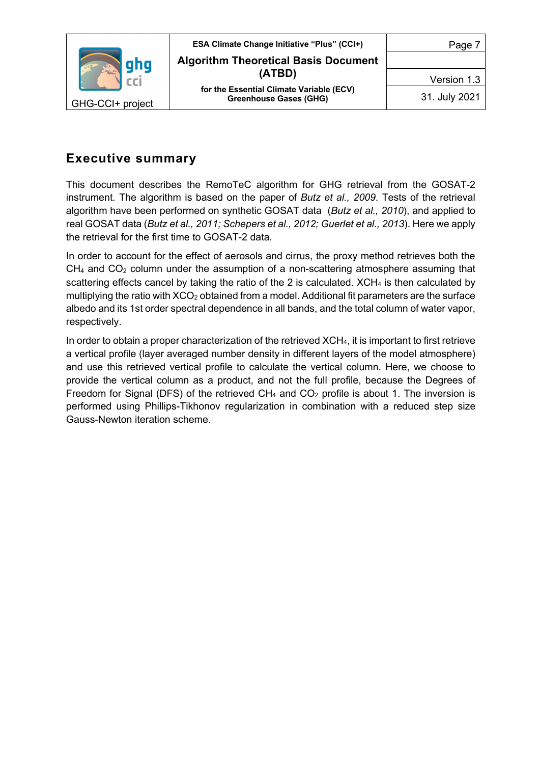## Executive summary

This document describes the RemoTeC algorithm for GHG retrieval from the GOSAT-2 instrument. The algorithm is based on the paper of *Butz et al., 2009*. Tests of the retrieval algorithm have been performed on synthetic GOSAT data (*Butz et al., 2010*), and applied to real GOSAT data (*Butz et al., 2011; Schepers et al., 2012; Guerlet et al., 2013*). Here we apply the retrieval for the first time to GOSAT-2 data.

In order to account for the effect of aerosols and cirrus, the proxy method retrieves both the $CH_4$ and $CO_2$ column under the assumption of a non-scattering atmosphere assuming that scattering effects cancel by taking the ratio of the 2 is calculated. $XCH_4$ is then calculated by multiplying the ratio with $XCO_2$ obtained from a model. Additional fit parameters are the surface albedo and its 1st order spectral dependence in all bands, and the total column of water vapor, respectively.

In order to obtain a proper characterization of the retrieved $XCH_4$, it is important to first retrieve a vertical profile (layer averaged number density in different layers of the model atmosphere) and use this retrieved vertical profile to calculate the vertical column. Here, we choose to provide the vertical column as a product, and not the full profile, because the Degrees of Freedom for Signal (DFS) of the retrieved $CH_4$ and $CO_2$ profile is about 1. The inversion is performed using Phillips-Tikhonov regularization in combination with a reduced step size Gauss-Newton iteration scheme.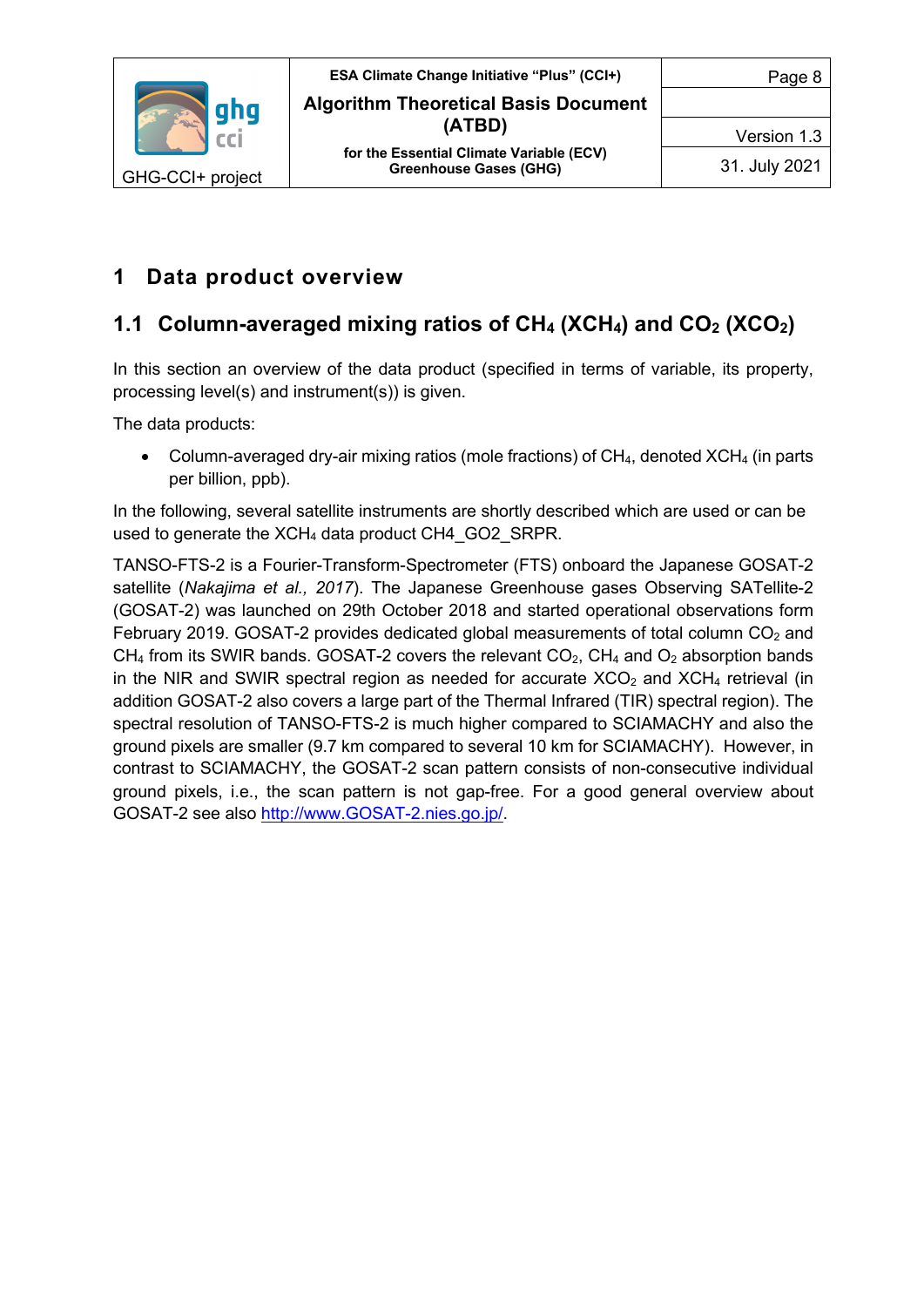# 1 Data product overview

## 1.1 Column-averaged mixing ratios of $CH_4$ ($XCH_4$) and $CO_2$ ($XCO_2$)

In this section an overview of the data product (specified in terms of variable, its property, processing level(s) and instrument(s)) is given.

The data products:

- Column-averaged dry-air mixing ratios (mole fractions) of $CH_4$, denoted $XCH_4$ (in parts per billion, ppb).

In the following, several satellite instruments are shortly described which are used or can be used to generate the $XCH_4$ data product CH4_GO2_SRPR.

TANSO-FTS-2 is a Fourier-Transform-Spectrometer (FTS) onboard the Japanese GOSAT-2 satellite (*Nakajima et al., 2017*). The Japanese Greenhouse gases Observing SATellite-2 (GOSAT-2) was launched on 29th October 2018 and started operational observations form February 2019. GOSAT-2 provides dedicated global measurements of total column $CO_2$ and $CH_4$ from its SWIR bands. GOSAT-2 covers the relevant $CO_2$, $CH_4$ and $O_2$ absorption bands in the NIR and SWIR spectral region as needed for accurate $XCO_2$ and $XCH_4$ retrieval (in addition GOSAT-2 also covers a large part of the Thermal Infrared (TIR) spectral region). The spectral resolution of TANSO-FTS-2 is much higher compared to SCIAMACHY and also the ground pixels are smaller (9.7 km compared to several 10 km for SCIAMACHY). However, in contrast to SCIAMACHY, the GOSAT-2 scan pattern consists of non-consecutive individual ground pixels, i.e., the scan pattern is not gap-free. For a good general overview about GOSAT-2 see also http://www.GOSAT-2.nies.go.jp/.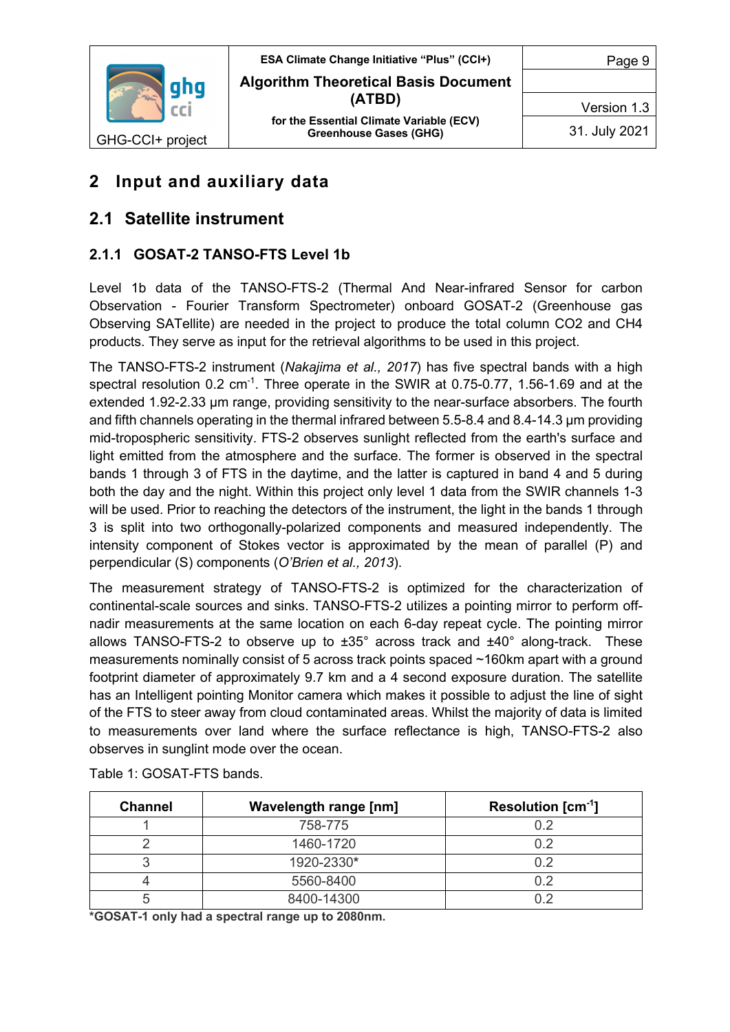# 2 Input and auxiliary data

## 2.1 Satellite instrument

### 2.1.1 GOSAT-2 TANSO-FTS Level 1b

Level 1b data of the TANSO-FTS-2 (Thermal And Near-infrared Sensor for carbon Observation - Fourier Transform Spectrometer) onboard GOSAT-2 (Greenhouse gas Observing SATellite) are needed in the project to produce the total column CO2 and CH4 products. They serve as input for the retrieval algorithms to be used in this project.

The TANSO-FTS-2 instrument (*Nakajima et al., 2017*) has five spectral bands with a high spectral resolution 0.2 $cm^{-1}$. Three operate in the SWIR at 0.75-0.77, 1.56-1.69 and at the extended 1.92-2.33 µm range, providing sensitivity to the near-surface absorbers. The fourth and fifth channels operating in the thermal infrared between 5.5-8.4 and 8.4-14.3 µm providing mid-tropospheric sensitivity. FTS-2 observes sunlight reflected from the earth's surface and light emitted from the atmosphere and the surface. The former is observed in the spectral bands 1 through 3 of FTS in the daytime, and the latter is captured in band 4 and 5 during both the day and the night. Within this project only level 1 data from the SWIR channels 1-3 will be used. Prior to reaching the detectors of the instrument, the light in the bands 1 through 3 is split into two orthogonally-polarized components and measured independently. The intensity component of Stokes vector is approximated by the mean of parallel (P) and perpendicular (S) components (*O'Brien et al., 2013*).

The measurement strategy of TANSO-FTS-2 is optimized for the characterization of continental-scale sources and sinks. TANSO-FTS-2 utilizes a pointing mirror to perform off-nadir measurements at the same location on each 6-day repeat cycle. The pointing mirror allows TANSO-FTS-2 to observe up to ±35° across track and ±40° along-track. These measurements nominally consist of 5 across track points spaced ~160km apart with a ground footprint diameter of approximately 9.7 km and a 4 second exposure duration. The satellite has an Intelligent pointing Monitor camera which makes it possible to adjust the line of sight of the FTS to steer away from cloud contaminated areas. Whilst the majority of data is limited to measurements over land where the surface reflectance is high, TANSO-FTS-2 also observes in sunglint mode over the ocean.

Table 1: GOSAT-FTS bands.

| Channel | Wavelength range [nm] | Resolution [$cm^{-1}$] |
|---|---|---|
| 1 | 758-775 | 0.2 |
| 2 | 1460-1720 | 0.2 |
| 3 | 1920-2330* | 0.2 |
| 4 | 5560-8400 | 0.2 |
| 5 | 8400-14300 | 0.2 |

**\*GOSAT-1 only had a spectral range up to 2080nm.**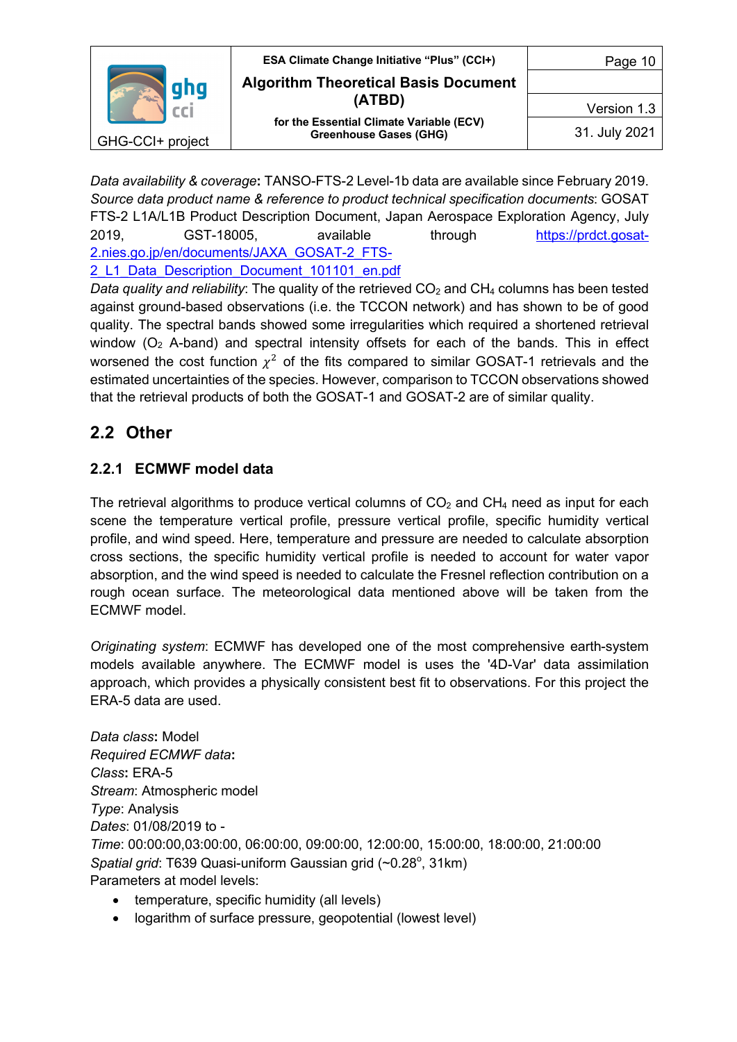*Data availability & coverage*: TANSO-FTS-2 Level-1b data are available since February 2019.
*Source data product name & reference to product technical specification documents*: GOSAT FTS-2 L1A/L1B Product Description Document, Japan Aerospace Exploration Agency, July 2019, GST-18005, available through https://prdct.gosat-2.nies.go.jp/en/documents/JAXA_GOSAT-2_FTS-2_L1_Data_Description_Document_101101_en.pdf
*Data quality and reliability*: The quality of the retrieved $CO_2$ and $CH_4$ columns has been tested against ground-based observations (i.e. the TCCON network) and has shown to be of good quality. The spectral bands showed some irregularities which required a shortened retrieval window ($O_2$ A-band) and spectral intensity offsets for each of the bands. This in effect worsened the cost function $\chi^2$ of the fits compared to similar GOSAT-1 retrievals and the estimated uncertainties of the species. However, comparison to TCCON observations showed that the retrieval products of both the GOSAT-1 and GOSAT-2 are of similar quality.

## 2.2 Other

### 2.2.1 ECMWF model data

The retrieval algorithms to produce vertical columns of $CO_2$ and $CH_4$ need as input for each scene the temperature vertical profile, pressure vertical profile, specific humidity vertical profile, and wind speed. Here, temperature and pressure are needed to calculate absorption cross sections, the specific humidity vertical profile is needed to account for water vapor absorption, and the wind speed is needed to calculate the Fresnel reflection contribution on a rough ocean surface. The meteorological data mentioned above will be taken from the ECMWF model.

*Originating system*: ECMWF has developed one of the most comprehensive earth-system models available anywhere. The ECMWF model is uses the '4D-Var' data assimilation approach, which provides a physically consistent best fit to observations. For this project the ERA-5 data are used.

*Data class*: Model
*Required ECMWF data*:
*Class*: ERA-5
*Stream*: Atmospheric model
*Type*: Analysis
*Dates*: 01/08/2019 to -
*Time*: 00:00:00,03:00:00, 06:00:00, 09:00:00, 12:00:00, 15:00:00, 18:00:00, 21:00:00
*Spatial grid*: T639 Quasi-uniform Gaussian grid (~0.28°, 31km)
Parameters at model levels:

- temperature, specific humidity (all levels)
- logarithm of surface pressure, geopotential (lowest level)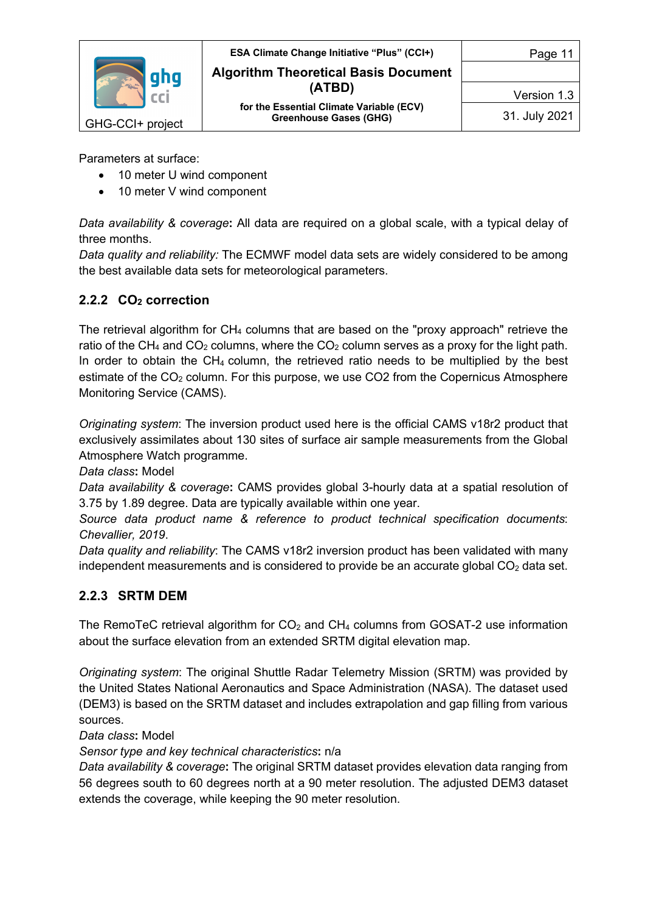Parameters at surface:

- 10 meter U wind component
- 10 meter V wind component

*Data availability & coverage*: All data are required on a global scale, with a typical delay of three months.
*Data quality and reliability:* The ECMWF model data sets are widely considered to be among the best available data sets for meteorological parameters.

### 2.2.2 $CO_2$ correction

The retrieval algorithm for $CH_4$ columns that are based on the "proxy approach" retrieve the ratio of the $CH_4$ and $CO_2$ columns, where the $CO_2$ column serves as a proxy for the light path. In order to obtain the $CH_4$ column, the retrieved ratio needs to be multiplied by the best estimate of the $CO_2$ column. For this purpose, we use CO2 from the Copernicus Atmosphere Monitoring Service (CAMS).

*Originating system*: The inversion product used here is the official CAMS v18r2 product that exclusively assimilates about 130 sites of surface air sample measurements from the Global Atmosphere Watch programme.
*Data class*: Model
*Data availability & coverage*: CAMS provides global 3-hourly data at a spatial resolution of 3.75 by 1.89 degree. Data are typically available within one year.
*Source data product name & reference to product technical specification documents*: *Chevallier, 2019*.
*Data quality and reliability*: The CAMS v18r2 inversion product has been validated with many independent measurements and is considered to provide be an accurate global $CO_2$ data set.

### 2.2.3 SRTM DEM

The RemoTeC retrieval algorithm for $CO_2$ and $CH_4$ columns from GOSAT-2 use information about the surface elevation from an extended SRTM digital elevation map.

*Originating system*: The original Shuttle Radar Telemetry Mission (SRTM) was provided by the United States National Aeronautics and Space Administration (NASA). The dataset used (DEM3) is based on the SRTM dataset and includes extrapolation and gap filling from various sources.
*Data class*: Model
*Sensor type and key technical characteristics*: n/a
*Data availability & coverage*: The original SRTM dataset provides elevation data ranging from 56 degrees south to 60 degrees north at a 90 meter resolution. The adjusted DEM3 dataset extends the coverage, while keeping the 90 meter resolution.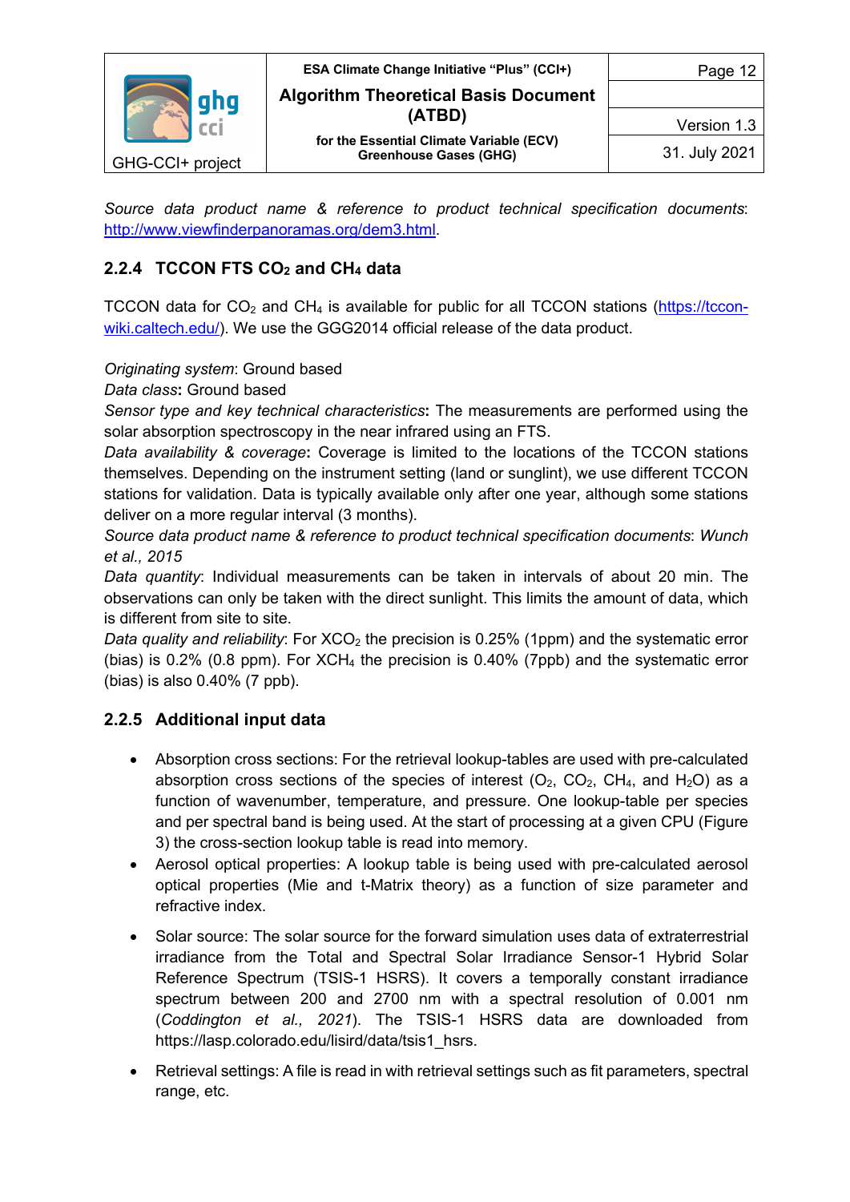*Source data product name & reference to product technical specification documents*: http://www.viewfinderpanoramas.org/dem3.html.

### 2.2.4 TCCON FTS $CO_2$ and $CH_4$ data

TCCON data for $CO_2$ and $CH_4$ is available for public for all TCCON stations (https://tccon-wiki.caltech.edu/). We use the GGG2014 official release of the data product.

*Originating system*: Ground based
*Data class*: Ground based
*Sensor type and key technical characteristics*: The measurements are performed using the solar absorption spectroscopy in the near infrared using an FTS.
*Data availability & coverage*: Coverage is limited to the locations of the TCCON stations themselves. Depending on the instrument setting (land or sunglint), we use different TCCON stations for validation. Data is typically available only after one year, although some stations deliver on a more regular interval (3 months).
*Source data product name & reference to product technical specification documents*: *Wunch et al., 2015*
*Data quantity*: Individual measurements can be taken in intervals of about 20 min. The observations can only be taken with the direct sunlight. This limits the amount of data, which is different from site to site.
*Data quality and reliability*: For $XCO_2$ the precision is 0.25% (1ppm) and the systematic error (bias) is 0.2% (0.8 ppm). For $XCH_4$ the precision is 0.40% (7ppb) and the systematic error (bias) is also 0.40% (7 ppb).

### 2.2.5 Additional input data

- Absorption cross sections: For the retrieval lookup-tables are used with pre-calculated absorption cross sections of the species of interest ($O_2$, $CO_2$, $CH_4$, and $H_2O$) as a function of wavenumber, temperature, and pressure. One lookup-table per species and per spectral band is being used. At the start of processing at a given CPU (Figure 3) the cross-section lookup table is read into memory.
- Aerosol optical properties: A lookup table is being used with pre-calculated aerosol optical properties (Mie and t-Matrix theory) as a function of size parameter and refractive index.
- Solar source: The solar source for the forward simulation uses data of extraterrestrial irradiance from the Total and Spectral Solar Irradiance Sensor-1 Hybrid Solar Reference Spectrum (TSIS-1 HSRS). It covers a temporally constant irradiance spectrum between 200 and 2700 nm with a spectral resolution of 0.001 nm (*Coddington et al., 2021*). The TSIS-1 HSRS data are downloaded from https://lasp.colorado.edu/lisird/data/tsis1_hsrs.
- Retrieval settings: A file is read in with retrieval settings such as fit parameters, spectral range, etc.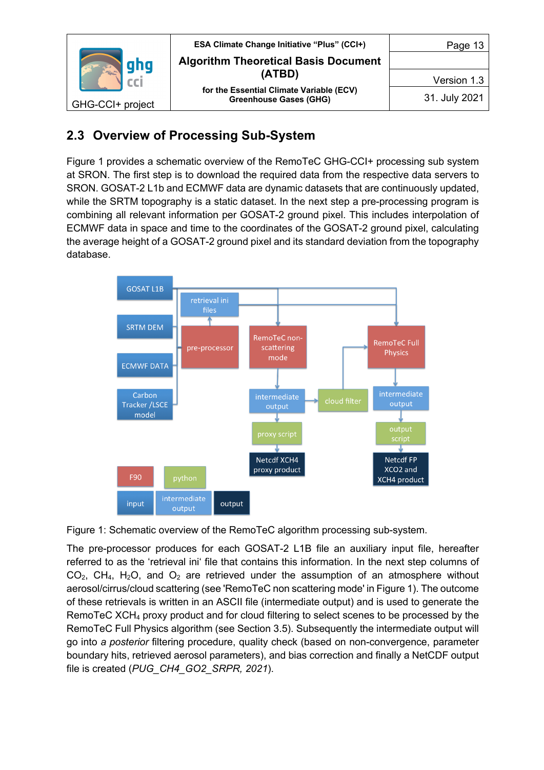## 2.3 Overview of Processing Sub-System

Figure 1 provides a schematic overview of the RemoTeC GHG-CCI+ processing sub system at SRON. The first step is to download the required data from the respective data servers to SRON. GOSAT-2 L1b and ECMWF data are dynamic datasets that are continuously updated, while the SRTM topography is a static dataset. In the next step a pre-processing program is combining all relevant information per GOSAT-2 ground pixel. This includes interpolation of ECMWF data in space and time to the coordinates of the GOSAT-2 ground pixel, calculating the average height of a GOSAT-2 ground pixel and its standard deviation from the topography database.

Figure 1: Schematic overview of the RemoTeC algorithm processing sub-system.

The pre-processor produces for each GOSAT-2 L1B file an auxiliary input file, hereafter referred to as the 'retrieval ini' file that contains this information. In the next step columns of $CO_2$, $CH_4$, $H_2O$, and $O_2$ are retrieved under the assumption of an atmosphere without aerosol/cirrus/cloud scattering (see 'RemoTeC non scattering mode' in Figure 1). The outcome of these retrievals is written in an ASCII file (intermediate output) and is used to generate the RemoTeC $XCH_4$ proxy product and for cloud filtering to select scenes to be processed by the RemoTeC Full Physics algorithm (see Section 3.5). Subsequently the intermediate output will go into *a posterior* filtering procedure, quality check (based on non-convergence, parameter boundary hits, retrieved aerosol parameters), and bias correction and finally a NetCDF output file is created (*PUG_CH4_GO2_SRPR, 2021*).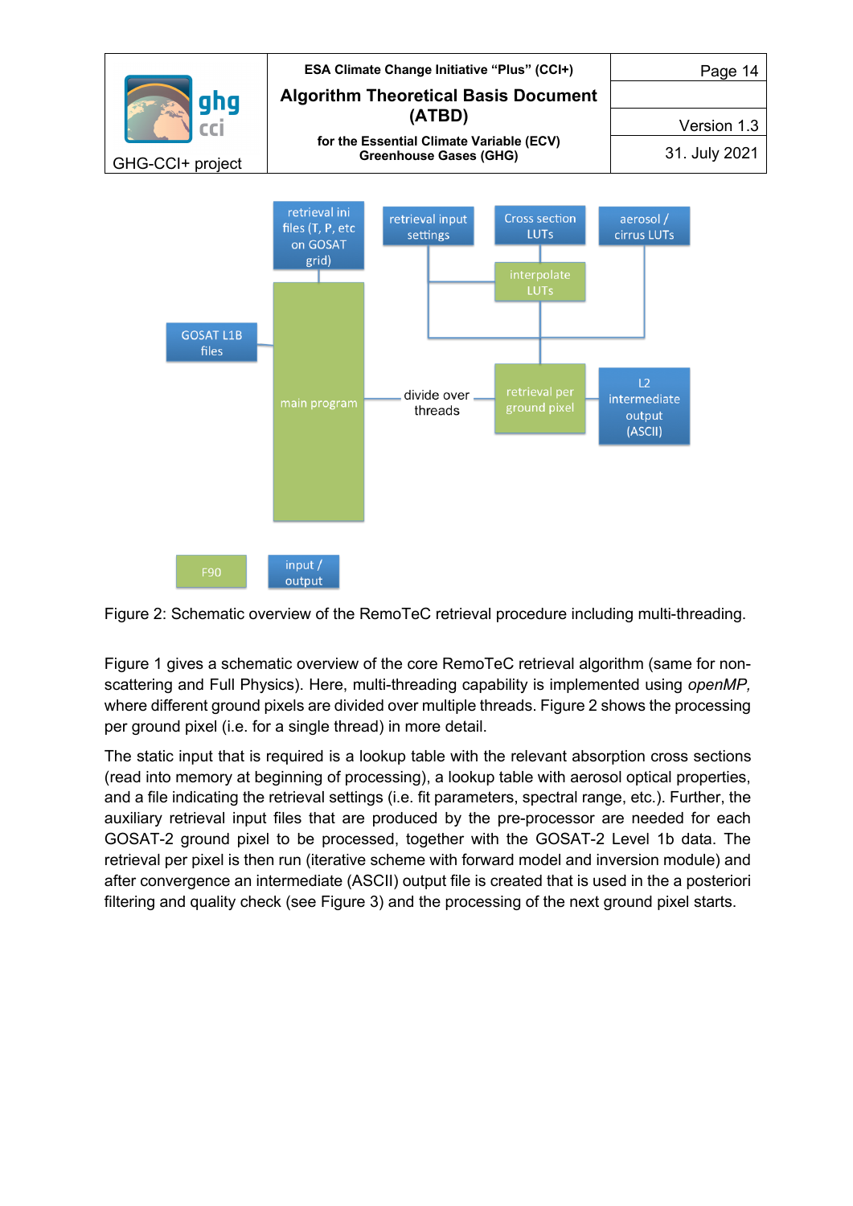Figure 2: Schematic overview of the RemoTeC retrieval procedure including multi-threading.

Figure 1 gives a schematic overview of the core RemoTeC retrieval algorithm (same for non-scattering and Full Physics). Here, multi-threading capability is implemented using *openMP,* where different ground pixels are divided over multiple threads. Figure 2 shows the processing per ground pixel (i.e. for a single thread) in more detail.

The static input that is required is a lookup table with the relevant absorption cross sections (read into memory at beginning of processing), a lookup table with aerosol optical properties, and a file indicating the retrieval settings (i.e. fit parameters, spectral range, etc.). Further, the auxiliary retrieval input files that are produced by the pre-processor are needed for each GOSAT-2 ground pixel to be processed, together with the GOSAT-2 Level 1b data. The retrieval per pixel is then run (iterative scheme with forward model and inversion module) and after convergence an intermediate (ASCII) output file is created that is used in the a posteriori filtering and quality check (see Figure 3) and the processing of the next ground pixel starts.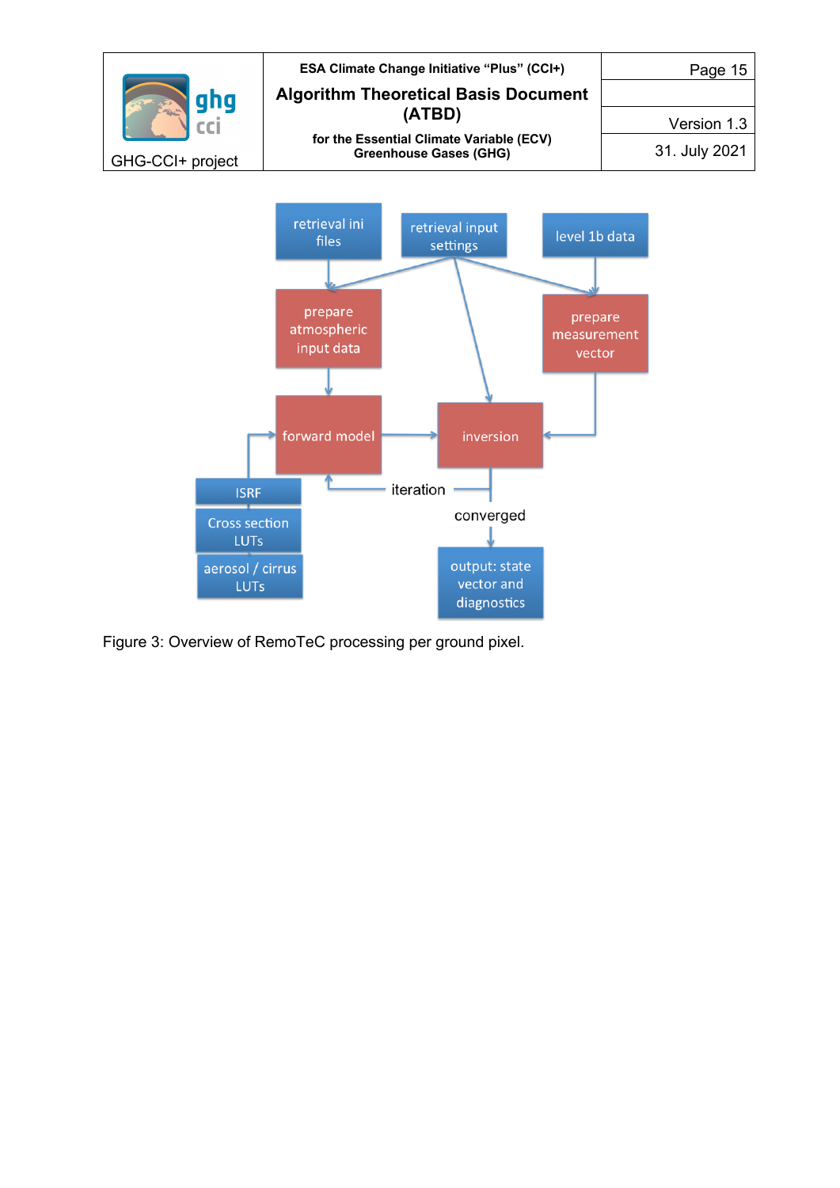Figure 3: Overview of RemoTeC processing per ground pixel.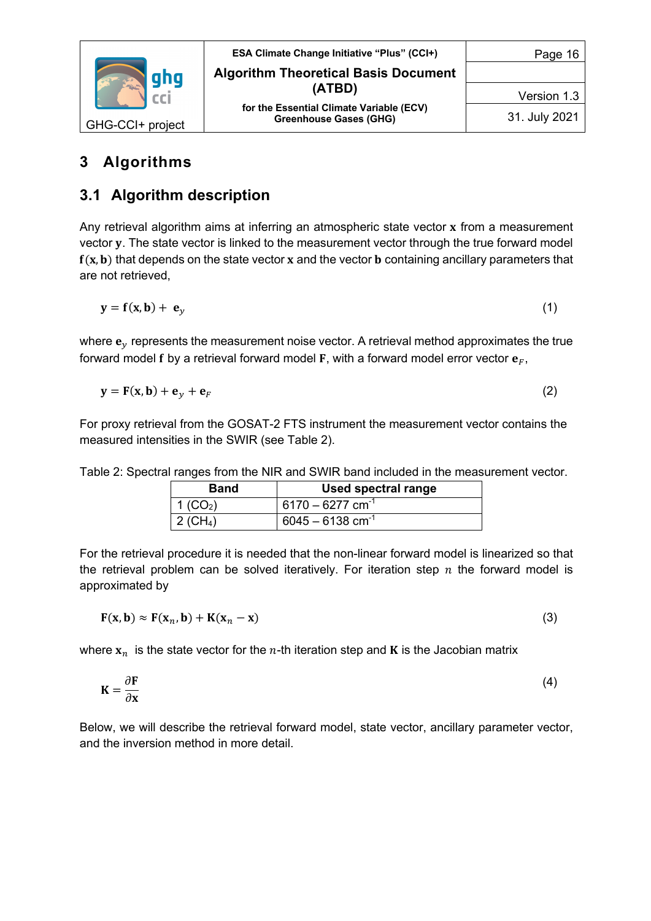# 3 Algorithms

## 3.1 Algorithm description

Any retrieval algorithm aims at inferring an atmospheric state vector $\mathbf{x}$ from a measurement vector $\mathbf{y}$. The state vector is linked to the measurement vector through the true forward model $\mathbf{f}(\mathbf{x}, \mathbf{b})$ that depends on the state vector $\mathbf{x}$ and the vector $\mathbf{b}$ containing ancillary parameters that are not retrieved,

$$\mathbf{y} = \mathbf{f}(\mathbf{x}, \mathbf{b}) + \mathbf{e}_y \tag{1}$$

where $\mathbf{e}_y$ represents the measurement noise vector. A retrieval method approximates the true forward model $\mathbf{f}$ by a retrieval forward model $\mathbf{F}$, with a forward model error vector $\mathbf{e}_F$,

$$\mathbf{y} = \mathbf{F}(\mathbf{x}, \mathbf{b}) + \mathbf{e}_y + \mathbf{e}_F \tag{2}$$

For proxy retrieval from the GOSAT-2 FTS instrument the measurement vector contains the measured intensities in the SWIR (see Table 2).

Table 2: Spectral ranges from the NIR and SWIR band included in the measurement vector.

| Band | Used spectral range |
|---|---|
| 1 ($CO_2$) | 6170 – 6277 $cm^{-1}$ |
| 2 ($CH_4$) | 6045 – 6138 $cm^{-1}$ |

For the retrieval procedure it is needed that the non-linear forward model is linearized so that the retrieval problem can be solved iteratively. For iteration step $n$ the forward model is approximated by

$$\mathbf{F}(\mathbf{x}, \mathbf{b}) \approx \mathbf{F}(\mathbf{x}_n, \mathbf{b}) + \mathbf{K}(\mathbf{x}_n - \mathbf{x}) \tag{3}$$

where $\mathbf{x}_n$ is the state vector for the $n$-th iteration step and $\mathbf{K}$ is the Jacobian matrix

$$\mathbf{K} = \frac{\partial \mathbf{F}}{\partial \mathbf{x}} \tag{4}$$

Below, we will describe the retrieval forward model, state vector, ancillary parameter vector, and the inversion method in more detail.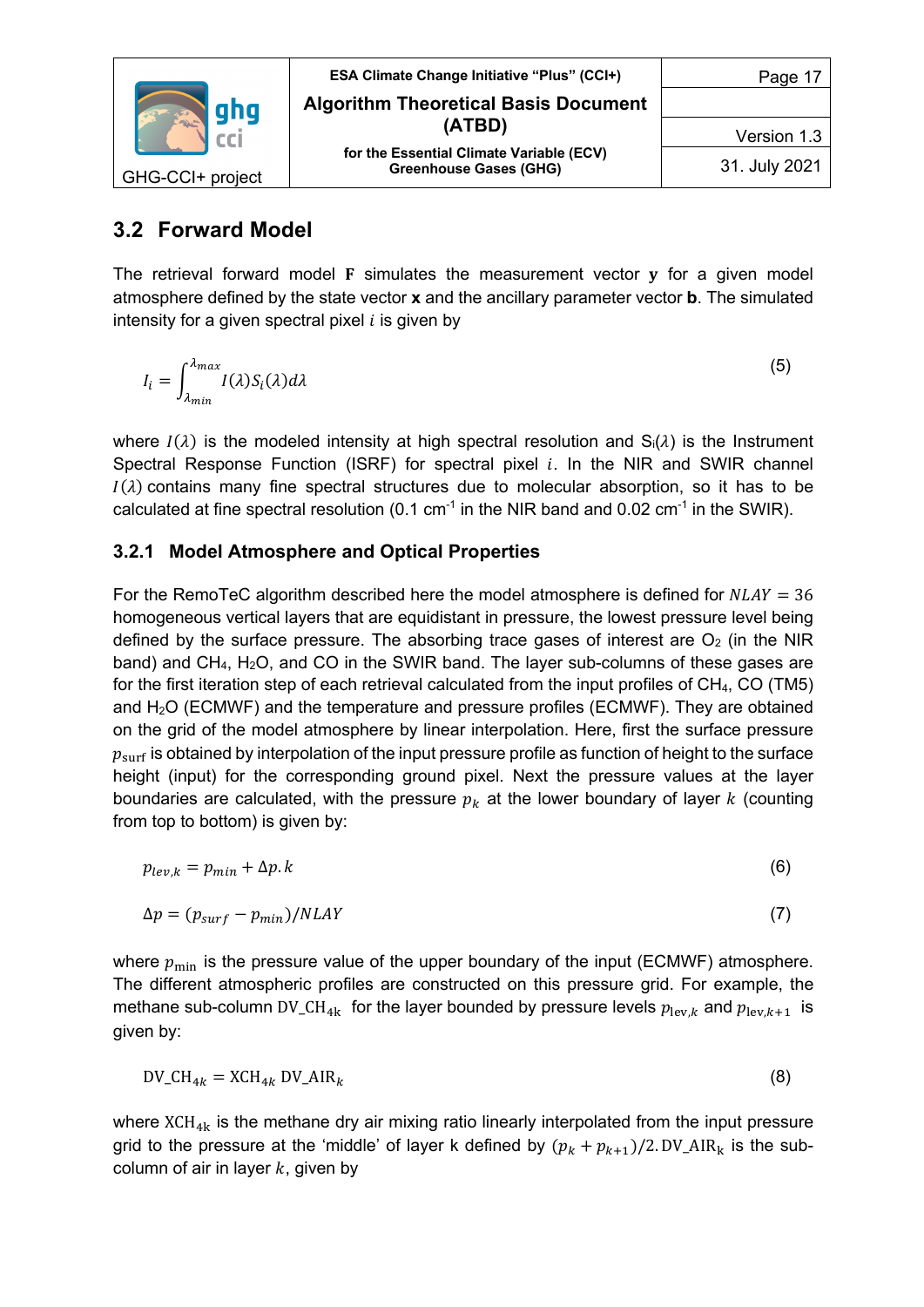## 3.2 Forward Model

The retrieval forward model $\mathbf{F}$ simulates the measurement vector $\mathbf{y}$ for a given model atmosphere defined by the state vector $\mathbf{x}$ and the ancillary parameter vector $\mathbf{b}$. The simulated intensity for a given spectral pixel $i$ is given by

$$I_i = \int_{\lambda_{min}}^{\lambda_{max}} I(\lambda) S_i(\lambda) d\lambda \tag{5}$$

where $I(\lambda)$ is the modeled intensity at high spectral resolution and $S_i(\lambda)$ is the Instrument Spectral Response Function (ISRF) for spectral pixel $i$. In the NIR and SWIR channel $I(\lambda)$ contains many fine spectral structures due to molecular absorption, so it has to be calculated at fine spectral resolution (0.1 $cm^{-1}$ in the NIR band and 0.02 $cm^{-1}$ in the SWIR).

### 3.2.1 Model Atmosphere and Optical Properties

For the RemoTeC algorithm described here the model atmosphere is defined for $NLAY = 36$ homogeneous vertical layers that are equidistant in pressure, the lowest pressure level being defined by the surface pressure. The absorbing trace gases of interest are $O_2$ (in the NIR band) and $CH_4$, $H_2O$, and CO in the SWIR band. The layer sub-columns of these gases are for the first iteration step of each retrieval calculated from the input profiles of $CH_4$, CO (TM5) and $H_2O$ (ECMWF) and the temperature and pressure profiles (ECMWF). They are obtained on the grid of the model atmosphere by linear interpolation. Here, first the surface pressure $p_{\mathrm{surf}}$ is obtained by interpolation of the input pressure profile as function of height to the surface height (input) for the corresponding ground pixel. Next the pressure values at the layer boundaries are calculated, with the pressure $p_k$ at the lower boundary of layer $k$ (counting from top to bottom) is given by:

$$p_{lev,k} = p_{min} + \Delta p . k \tag{6}$$

$$\Delta p = (p_{surf} - p_{min})/NLAY \tag{7}$$

where $p_{\min}$ is the pressure value of the upper boundary of the input (ECMWF) atmosphere. The different atmospheric profiles are constructed on this pressure grid. For example, the methane sub-column $\mathrm{DV\_CH_{4k}}$ for the layer bounded by pressure levels $p_{\mathrm{lev},k}$ and $p_{\mathrm{lev},k+1}$ is given by:

$$\mathrm{DV\_CH}_{4k} = \mathrm{XCH}_{4k}\, \mathrm{DV\_AIR}_k \tag{8}$$

where $\mathrm{XCH_{4k}}$ is the methane dry air mixing ratio linearly interpolated from the input pressure grid to the pressure at the 'middle' of layer k defined by $(p_k + p_{k+1})/2$. $\mathrm{DV\_AIR_k}$ is the sub-column of air in layer $k$, given by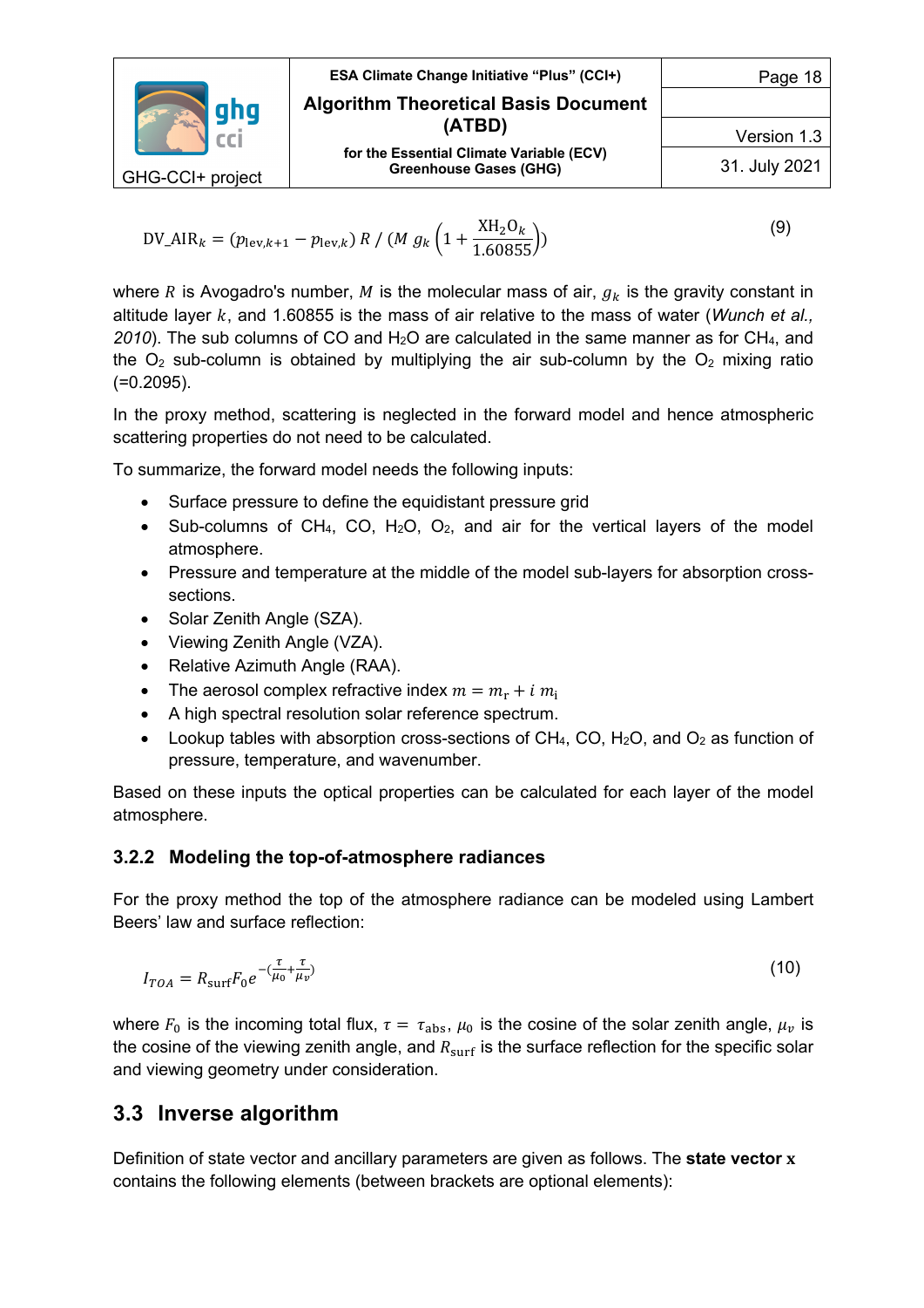$$\mathrm{DV\_AIR}_k = (p_{\mathrm{lev},k+1} - p_{\mathrm{lev},k})\, R \,/\, (M\, g_k \left(1 + \frac{\mathrm{XH_2O}_k}{1.60855}\right)) \tag{9}$$

where $R$ is Avogadro's number, $M$ is the molecular mass of air, $g_k$ is the gravity constant in altitude layer $k$, and 1.60855 is the mass of air relative to the mass of water (*Wunch et al., 2010*). The sub columns of CO and $H_2O$ are calculated in the same manner as for $CH_4$, and the $O_2$ sub-column is obtained by multiplying the air sub-column by the $O_2$ mixing ratio (=0.2095).

In the proxy method, scattering is neglected in the forward model and hence atmospheric scattering properties do not need to be calculated.

To summarize, the forward model needs the following inputs:

- Surface pressure to define the equidistant pressure grid
- Sub-columns of $CH_4$, CO, $H_2O$, $O_2$, and air for the vertical layers of the model atmosphere.
- Pressure and temperature at the middle of the model sub-layers for absorption cross-sections.
- Solar Zenith Angle (SZA).
- Viewing Zenith Angle (VZA).
- Relative Azimuth Angle (RAA).
- The aerosol complex refractive index $m = m_\mathrm{r} + i\ m_\mathrm{i}$
- A high spectral resolution solar reference spectrum.
- Lookup tables with absorption cross-sections of $CH_4$, CO, $H_2O$, and $O_2$ as function of pressure, temperature, and wavenumber.

Based on these inputs the optical properties can be calculated for each layer of the model atmosphere.

### 3.2.2 Modeling the top-of-atmosphere radiances

For the proxy method the top of the atmosphere radiance can be modeled using Lambert Beers' law and surface reflection:

$$I_{TOA} = R_{\mathrm{surf}} F_0 e^{-\left(\frac{\tau}{\mu_0} + \frac{\tau}{\mu_v}\right)} \tag{10}$$

where $F_0$ is the incoming total flux, $\tau = \tau_{\mathrm{abs}}$, $\mu_0$ is the cosine of the solar zenith angle, $\mu_v$ is the cosine of the viewing zenith angle, and $R_{\mathrm{surf}}$ is the surface reflection for the specific solar and viewing geometry under consideration.

## 3.3 Inverse algorithm

Definition of state vector and ancillary parameters are given as follows. The **state vector x** contains the following elements (between brackets are optional elements):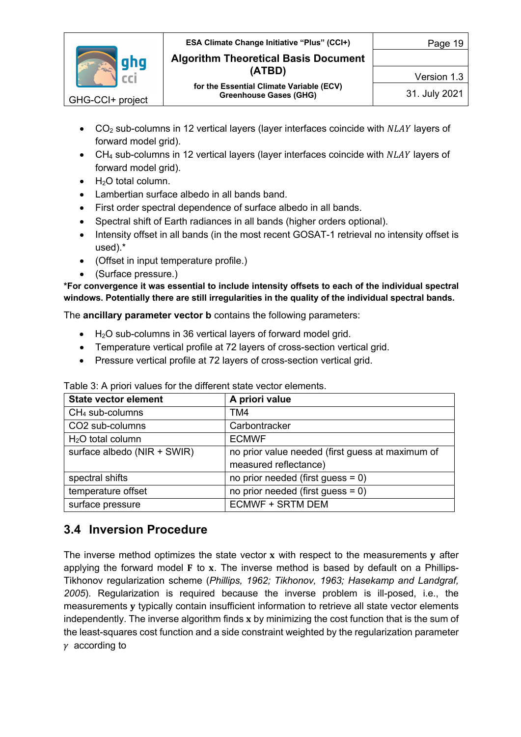- $CO_2$ sub-columns in 12 vertical layers (layer interfaces coincide with $NLAY$ layers of forward model grid).
- $CH_4$ sub-columns in 12 vertical layers (layer interfaces coincide with $NLAY$ layers of forward model grid).
- $H_2O$ total column.
- Lambertian surface albedo in all bands band.
- First order spectral dependence of surface albedo in all bands.
- Spectral shift of Earth radiances in all bands (higher orders optional).
- Intensity offset in all bands (in the most recent GOSAT-1 retrieval no intensity offset is used).*
- (Offset in input temperature profile.)
- (Surface pressure.)

**\*For convergence it was essential to include intensity offsets to each of the individual spectral windows. Potentially there are still irregularities in the quality of the individual spectral bands.**

The **ancillary parameter vector b** contains the following parameters:

- $H_2O$ sub-columns in 36 vertical layers of forward model grid.
- Temperature vertical profile at 72 layers of cross-section vertical grid.
- Pressure vertical profile at 72 layers of cross-section vertical grid.

Table 3: A priori values for the different state vector elements.

| **State vector element** | **A priori value** |
|---|---|
| $CH_4$ sub-columns | TM4 |
| CO2 sub-columns | Carbontracker |
| $H_2O$ total column | ECMWF |
| surface albedo (NIR + SWIR) | no prior value needed (first guess at maximum of measured reflectance) |
| spectral shifts | no prior needed (first guess = 0) |
| temperature offset | no prior needed (first guess = 0) |
| surface pressure | ECMWF + SRTM DEM |

## 3.4 Inversion Procedure

The inverse method optimizes the state vector $\mathbf{x}$ with respect to the measurements $\mathbf{y}$ after applying the forward model $\mathbf{F}$ to $\mathbf{x}$. The inverse method is based by default on a Phillips-Tikhonov regularization scheme (*Phillips, 1962; Tikhonov, 1963; Hasekamp and Landgraf, 2005*). Regularization is required because the inverse problem is ill-posed, i.e., the measurements $\mathbf{y}$ typically contain insufficient information to retrieve all state vector elements independently. The inverse algorithm finds $\mathbf{x}$ by minimizing the cost function that is the sum of the least-squares cost function and a side constraint weighted by the regularization parameter $\gamma$ according to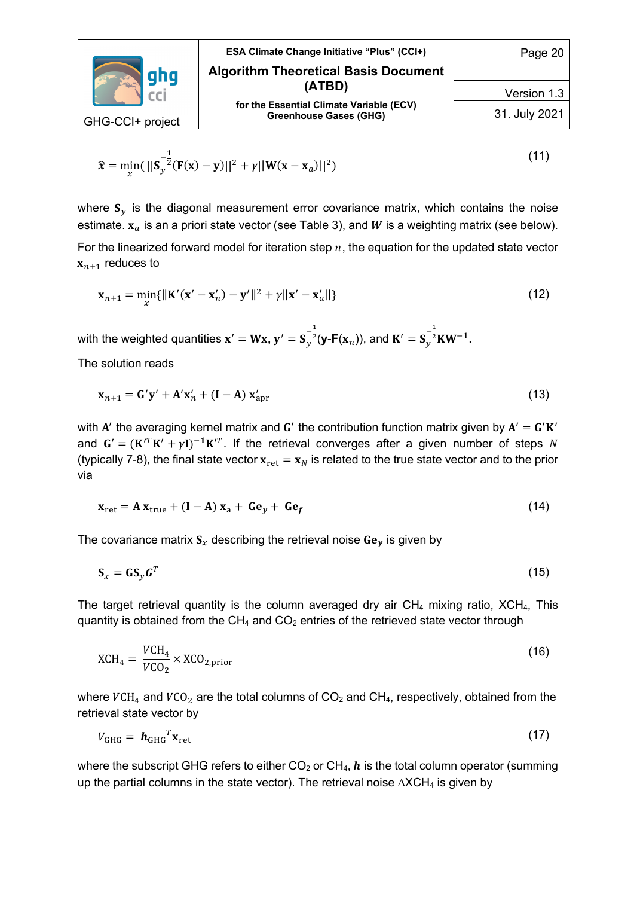$$\hat{x} = \min_{x}(||\mathbf{S}_y^{-\frac{1}{2}}(\mathbf{F}(\mathbf{x}) - \mathbf{y})||^2 + \gamma||\mathbf{W}(\mathbf{x} - \mathbf{x}_a)||^2) \tag{11}$$

where $\mathbf{S}_y$ is the diagonal measurement error covariance matrix, which contains the noise estimate. $\mathbf{x}_a$ is an a priori state vector (see Table 3), and $\boldsymbol{W}$ is a weighting matrix (see below).

For the linearized forward model for iteration step $n$, the equation for the updated state vector $\mathbf{x}_{n+1}$ reduces to

$$\mathbf{x}_{n+1} = \min_{x}\{\|\mathbf{K}'(\mathbf{x}' - \mathbf{x}'_n) - \mathbf{y}'\|^2 + \gamma\|\mathbf{x}' - \mathbf{x}'_a\|\} \tag{12}$$

with the weighted quantities $\mathbf{x}' = \mathbf{W}\mathbf{x}$, $\mathbf{y}' = \mathbf{S}_y^{-\frac{1}{2}}(\mathbf{y}\text{-}\mathbf{F}(\mathbf{x}_n))$, and $\mathbf{K}' = \mathbf{S}_y^{-\frac{1}{2}}\mathbf{K}\mathbf{W}^{-\mathbf{1}}$.

The solution reads

$$\mathbf{x}_{n+1} = \mathbf{G}'\mathbf{y}' + \mathbf{A}'\mathbf{x}'_n + (\mathbf{I} - \mathbf{A})\,\mathbf{x}'_{\text{apr}} \tag{13}$$

with $\mathbf{A}'$ the averaging kernel matrix and $\mathbf{G}'$ the contribution function matrix given by $\mathbf{A}' = \mathbf{G}'\mathbf{K}'$ and $\mathbf{G}' = (\mathbf{K}'^T\mathbf{K}' + \gamma\mathbf{I})^{-\mathbf{1}}\mathbf{K}'^T$. If the retrieval converges after a given number of steps $N$ (typically 7-8), the final state vector $\mathbf{x}_{\text{ret}} = \mathbf{x}_N$ is related to the true state vector and to the prior via

$$\mathbf{x}_{\text{ret}} = \mathbf{A}\,\mathbf{x}_{\text{true}} + (\mathbf{I} - \mathbf{A})\,\mathbf{x}_{\text{a}} + \mathbf{G}\mathbf{e}_{\boldsymbol{y}} + \mathbf{G}\mathbf{e}_{\boldsymbol{f}} \tag{14}$$

The covariance matrix $\mathbf{S}_x$ describing the retrieval noise $\mathbf{G}\mathbf{e}_{\boldsymbol{y}}$ is given by

$$\mathbf{S}_x = \mathbf{G}\mathbf{S}_y\boldsymbol{G}^T \tag{15}$$

The target retrieval quantity is the column averaged dry air $CH_4$ mixing ratio, $XCH_4$, This quantity is obtained from the $CH_4$ and $CO_2$ entries of the retrieved state vector through

$$\text{XCH}_4 = \frac{V\text{CH}_4}{V\text{CO}_2} \times \text{XCO}_{2,\text{prior}} \tag{16}$$

where $V\text{CH}_4$ and $V\text{CO}_2$ are the total columns of $CO_2$ and $CH_4$, respectively, obtained from the retrieval state vector by

$$V_{\text{GHG}} = \boldsymbol{h}_{\text{GHG}}{}^T\mathbf{x}_{\text{ret}} \tag{17}$$

where the subscript GHG refers to either $CO_2$ or $CH_4$, $\boldsymbol{h}$ is the total column operator (summing up the partial columns in the state vector). The retrieval noise $\Delta XCH_4$ is given by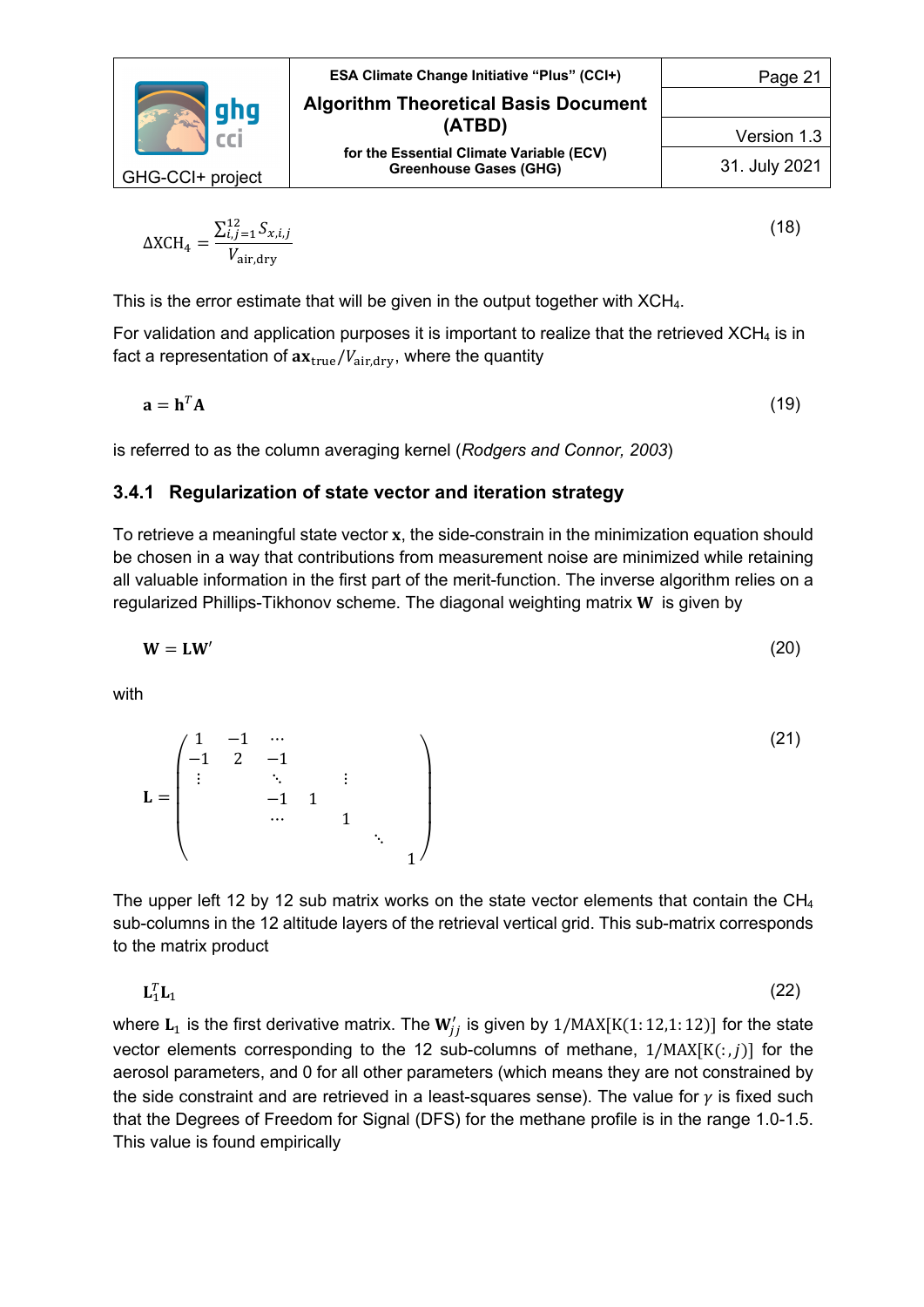$$\Delta \mathrm{XCH_4} = \frac{\sum_{i,j=1}^{12} S_{x,i,j}}{V_{\mathrm{air,dry}}} \tag{18}$$

This is the error estimate that will be given in the output together with $XCH_4$.

For validation and application purposes it is important to realize that the retrieved $XCH_4$ is in fact a representation of $\mathbf{a}\mathbf{x}_{\mathrm{true}}/V_{\mathrm{air,dry}}$, where the quantity

$$\mathbf{a} = \mathbf{h}^T \mathbf{A} \tag{19}$$

is referred to as the column averaging kernel (*Rodgers and Connor, 2003*)

### 3.4.1 Regularization of state vector and iteration strategy

To retrieve a meaningful state vector $\mathbf{x}$, the side-constrain in the minimization equation should be chosen in a way that contributions from measurement noise are minimized while retaining all valuable information in the first part of the merit-function. The inverse algorithm relies on a regularized Phillips-Tikhonov scheme. The diagonal weighting matrix $\mathbf{W}$ is given by

$$\mathbf{W} = \mathbf{L}\mathbf{W}' \tag{20}$$

with

$$\mathbf{L} = \begin{pmatrix} 1 & -1 & \cdots & & & & \\ -1 & 2 & -1 & & & & \\ \vdots & & \ddots & & \vdots & & \\ & & -1 & 1 & & & \\ & & \cdots & & 1 & & \\ & & & & & \ddots & \\ & & & & & & 1 \end{pmatrix} \tag{21}$$

The upper left 12 by 12 sub matrix works on the state vector elements that contain the $CH_4$ sub-columns in the 12 altitude layers of the retrieval vertical grid. This sub-matrix corresponds to the matrix product

$$\mathbf{L}_1^T \mathbf{L}_1 \tag{22}$$

where $\mathbf{L}_1$ is the first derivative matrix. The $\mathbf{W}'_{jj}$ is given by $1/\mathrm{MAX}[\mathrm{K}(1\!:\!12, 1\!:\!12)]$ for the state vector elements corresponding to the 12 sub-columns of methane, $1/\mathrm{MAX}[\mathrm{K}(:, j)]$ for the aerosol parameters, and 0 for all other parameters (which means they are not constrained by the side constraint and are retrieved in a least-squares sense). The value for $\gamma$ is fixed such that the Degrees of Freedom for Signal (DFS) for the methane profile is in the range 1.0-1.5. This value is found empirically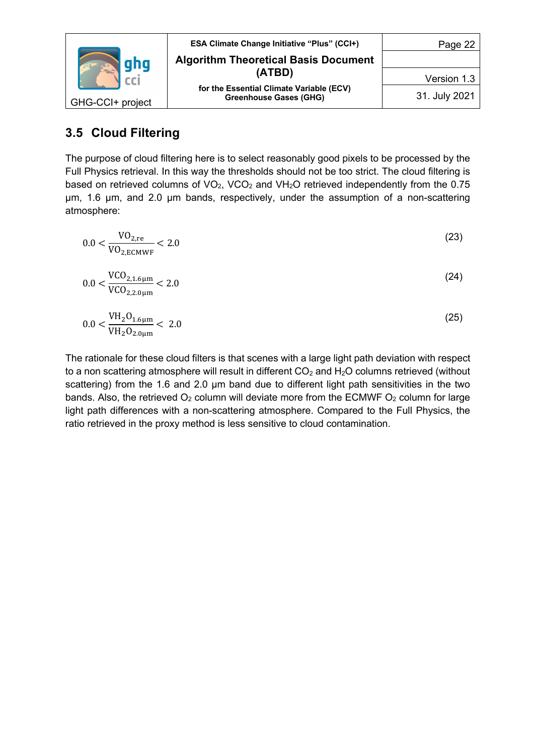## 3.5 Cloud Filtering

The purpose of cloud filtering here is to select reasonably good pixels to be processed by the Full Physics retrieval. In this way the thresholds should not be too strict. The cloud filtering is based on retrieved columns of $VO_2$, $VCO_2$ and $VH_2O$ retrieved independently from the 0.75 μm, 1.6 μm, and 2.0 μm bands, respectively, under the assumption of a non-scattering atmosphere:

$$0.0 < \frac{\mathrm{VO}_{2,\mathrm{re}}}{\mathrm{VO}_{2,\mathrm{ECMWF}}} < 2.0 \tag{23}$$

$$0.0 < \frac{\mathrm{VCO}_{2,1.6\mu\mathrm{m}}}{\mathrm{VCO}_{2,2.0\mu\mathrm{m}}} < 2.0 \tag{24}$$

$$0.0 < \frac{\mathrm{VH_2O}_{1.6\mu\mathrm{m}}}{\mathrm{VH_2O}_{2.0\mu\mathrm{m}}} < 2.0 \tag{25}$$

The rationale for these cloud filters is that scenes with a large light path deviation with respect to a non scattering atmosphere will result in different $CO_2$ and $H_2O$ columns retrieved (without scattering) from the 1.6 and 2.0 μm band due to different light path sensitivities in the two bands. Also, the retrieved $O_2$ column will deviate more from the ECMWF $O_2$ column for large light path differences with a non-scattering atmosphere. Compared to the Full Physics, the ratio retrieved in the proxy method is less sensitive to cloud contamination.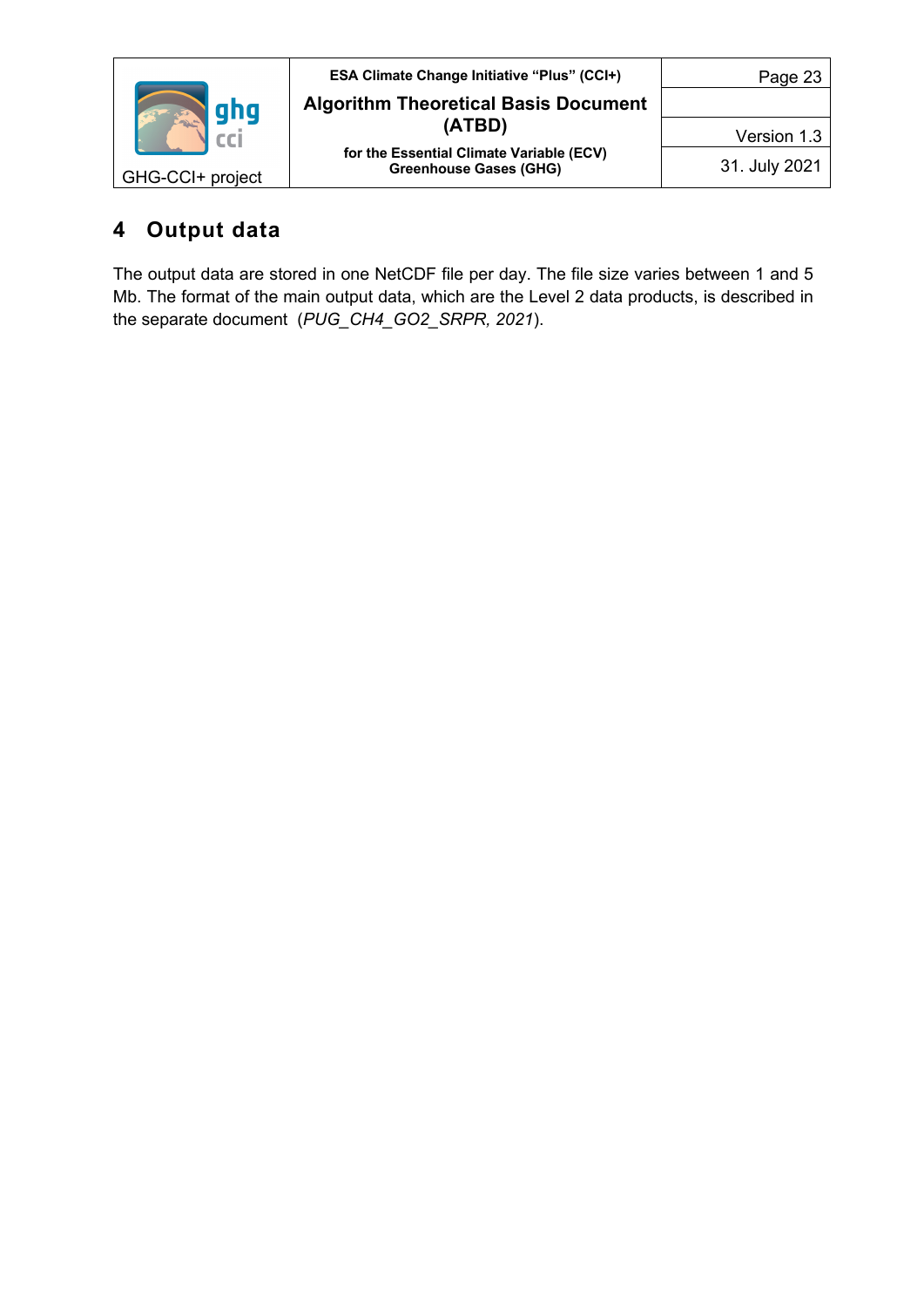# 4 Output data

The output data are stored in one NetCDF file per day. The file size varies between 1 and 5 Mb. The format of the main output data, which are the Level 2 data products, is described in the separate document (*PUG_CH4_GO2_SRPR, 2021*).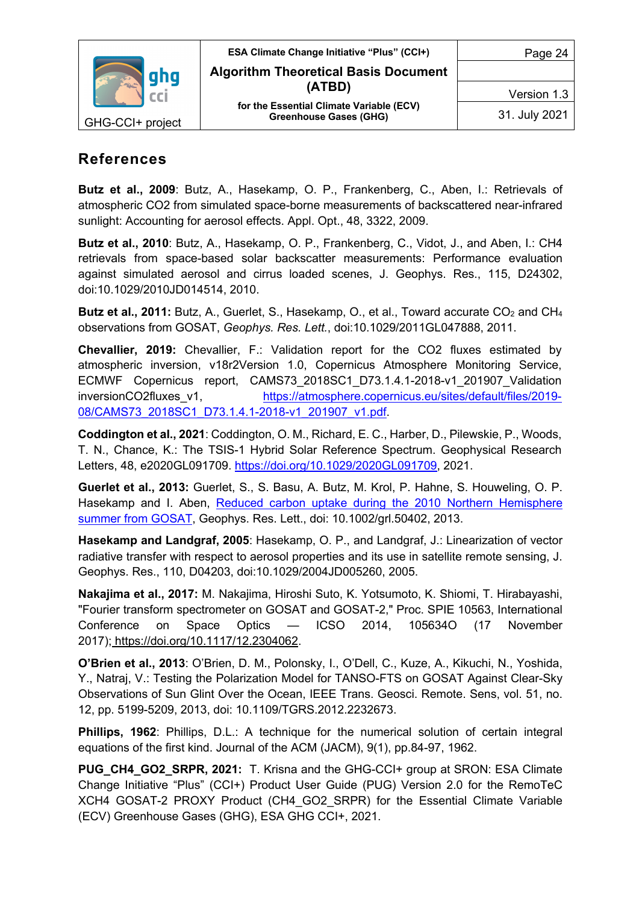# References

**Butz et al., 2009**: Butz, A., Hasekamp, O. P., Frankenberg, C., Aben, I.: Retrievals of atmospheric CO2 from simulated space-borne measurements of backscattered near-infrared sunlight: Accounting for aerosol effects. Appl. Opt., 48, 3322, 2009.

**Butz et al., 2010**: Butz, A., Hasekamp, O. P., Frankenberg, C., Vidot, J., and Aben, I.: CH4 retrievals from space-based solar backscatter measurements: Performance evaluation against simulated aerosol and cirrus loaded scenes, J. Geophys. Res., 115, D24302, doi:10.1029/2010JD014514, 2010.

**Butz et al., 2011:** Butz, A., Guerlet, S., Hasekamp, O., et al., Toward accurate $CO_2$ and $CH_4$ observations from GOSAT, *Geophys. Res. Lett.*, doi:10.1029/2011GL047888, 2011.

**Chevallier, 2019:** Chevallier, F.: Validation report for the CO2 fluxes estimated by atmospheric inversion, v18r2Version 1.0, Copernicus Atmosphere Monitoring Service, ECMWF Copernicus report, CAMS73_2018SC1_D73.1.4.1-2018-v1_201907_Validation inversionCO2fluxes_v1, https://atmosphere.copernicus.eu/sites/default/files/2019-08/CAMS73_2018SC1_D73.1.4.1-2018-v1_201907_v1.pdf.

**Coddington et al., 2021**: Coddington, O. M., Richard, E. C., Harber, D., Pilewskie, P., Woods, T. N., Chance, K.: The TSIS-1 Hybrid Solar Reference Spectrum. Geophysical Research Letters, 48, e2020GL091709. https://doi.org/10.1029/2020GL091709, 2021.

**Guerlet et al., 2013:** Guerlet, S., S. Basu, A. Butz, M. Krol, P. Hahne, S. Houweling, O. P. Hasekamp and I. Aben, Reduced carbon uptake during the 2010 Northern Hemisphere summer from GOSAT, Geophys. Res. Lett., doi: 10.1002/grl.50402, 2013.

**Hasekamp and Landgraf, 2005**: Hasekamp, O. P., and Landgraf, J.: Linearization of vector radiative transfer with respect to aerosol properties and its use in satellite remote sensing, J. Geophys. Res., 110, D04203, doi:10.1029/2004JD005260, 2005.

**Nakajima et al., 2017:** M. Nakajima, Hiroshi Suto, K. Yotsumoto, K. Shiomi, T. Hirabayashi, "Fourier transform spectrometer on GOSAT and GOSAT-2," Proc. SPIE 10563, International Conference on Space Optics — ICSO 2014, 105634O (17 November 2017); https://doi.org/10.1117/12.2304062.

**O'Brien et al., 2013**: O'Brien, D. M., Polonsky, I., O'Dell, C., Kuze, A., Kikuchi, N., Yoshida, Y., Natraj, V.: Testing the Polarization Model for TANSO-FTS on GOSAT Against Clear-Sky Observations of Sun Glint Over the Ocean, IEEE Trans. Geosci. Remote. Sens, vol. 51, no. 12, pp. 5199-5209, 2013, doi: 10.1109/TGRS.2012.2232673.

**Phillips, 1962**: Phillips, D.L.: A technique for the numerical solution of certain integral equations of the first kind. Journal of the ACM (JACM), 9(1), pp.84-97, 1962.

**PUG_CH4_GO2_SRPR, 2021:** T. Krisna and the GHG-CCI+ group at SRON: ESA Climate Change Initiative "Plus" (CCI+) Product User Guide (PUG) Version 2.0 for the RemoTeC XCH4 GOSAT-2 PROXY Product (CH4_GO2_SRPR) for the Essential Climate Variable (ECV) Greenhouse Gases (GHG), ESA GHG CCI+, 2021.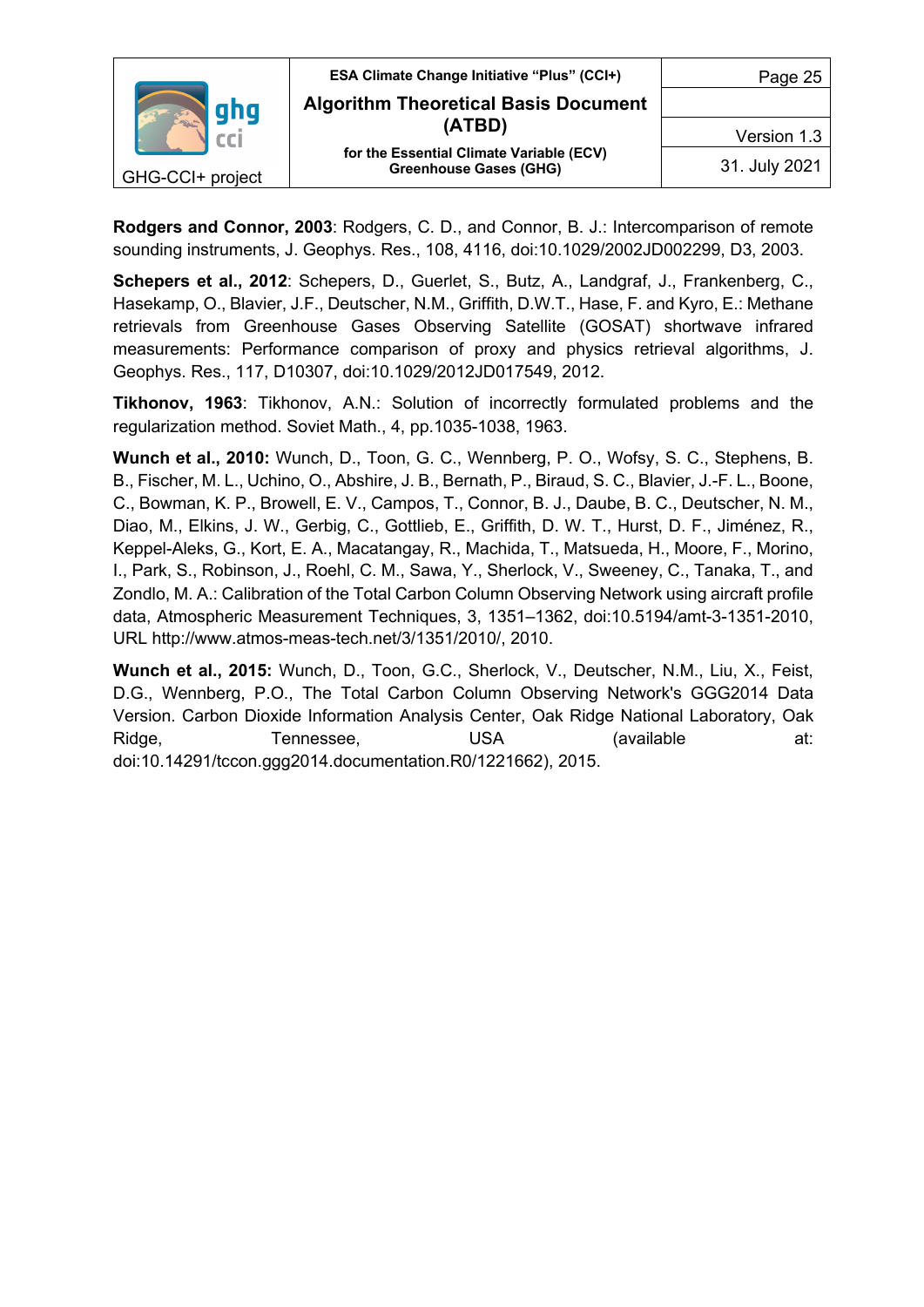**Rodgers and Connor, 2003**: Rodgers, C. D., and Connor, B. J.: Intercomparison of remote sounding instruments, J. Geophys. Res., 108, 4116, doi:10.1029/2002JD002299, D3, 2003.

**Schepers et al., 2012**: Schepers, D., Guerlet, S., Butz, A., Landgraf, J., Frankenberg, C., Hasekamp, O., Blavier, J.F., Deutscher, N.M., Griffith, D.W.T., Hase, F. and Kyro, E.: Methane retrievals from Greenhouse Gases Observing Satellite (GOSAT) shortwave infrared measurements: Performance comparison of proxy and physics retrieval algorithms, J. Geophys. Res., 117, D10307, doi:10.1029/2012JD017549, 2012.

**Tikhonov, 1963**: Tikhonov, A.N.: Solution of incorrectly formulated problems and the regularization method. Soviet Math., 4, pp.1035-1038, 1963.

**Wunch et al., 2010:** Wunch, D., Toon, G. C., Wennberg, P. O., Wofsy, S. C., Stephens, B. B., Fischer, M. L., Uchino, O., Abshire, J. B., Bernath, P., Biraud, S. C., Blavier, J.-F. L., Boone, C., Bowman, K. P., Browell, E. V., Campos, T., Connor, B. J., Daube, B. C., Deutscher, N. M., Diao, M., Elkins, J. W., Gerbig, C., Gottlieb, E., Griffith, D. W. T., Hurst, D. F., Jiménez, R., Keppel-Aleks, G., Kort, E. A., Macatangay, R., Machida, T., Matsueda, H., Moore, F., Morino, I., Park, S., Robinson, J., Roehl, C. M., Sawa, Y., Sherlock, V., Sweeney, C., Tanaka, T., and Zondlo, M. A.: Calibration of the Total Carbon Column Observing Network using aircraft profile data, Atmospheric Measurement Techniques, 3, 1351–1362, doi:10.5194/amt-3-1351-2010, URL http://www.atmos-meas-tech.net/3/1351/2010/, 2010.

**Wunch et al., 2015:** Wunch, D., Toon, G.C., Sherlock, V., Deutscher, N.M., Liu, X., Feist, D.G., Wennberg, P.O., The Total Carbon Column Observing Network's GGG2014 Data Version. Carbon Dioxide Information Analysis Center, Oak Ridge National Laboratory, Oak Ridge, Tennessee, USA (available at: doi:10.14291/tccon.ggg2014.documentation.R0/1221662), 2015.